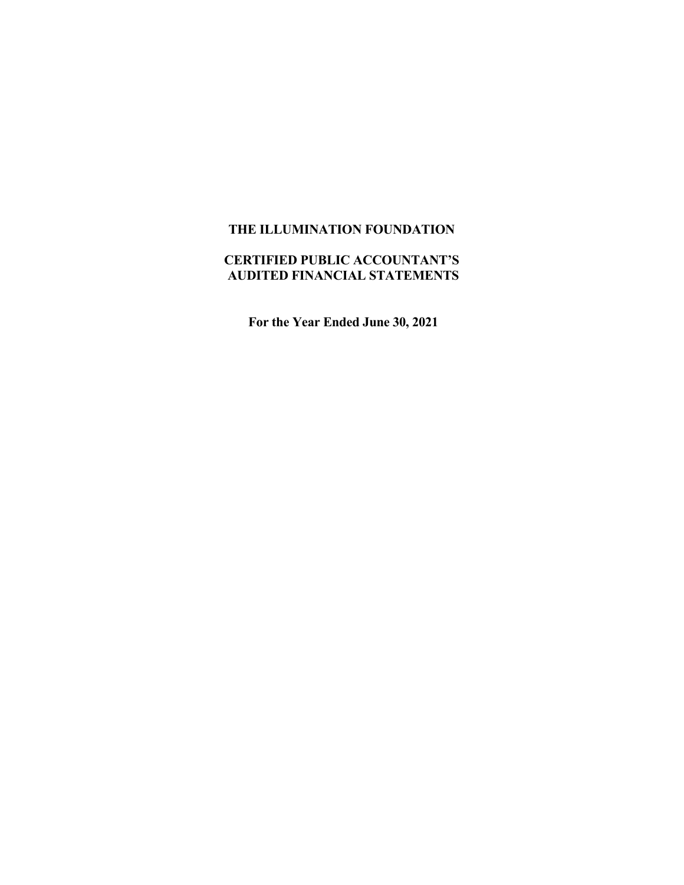# THE ILLUMINATION FOUNDATION

## CERTIFIED PUBLIC ACCOUNTANT'S AUDITED FINANCIAL STATEMENTS

**For the Year Ended June 30, 2021**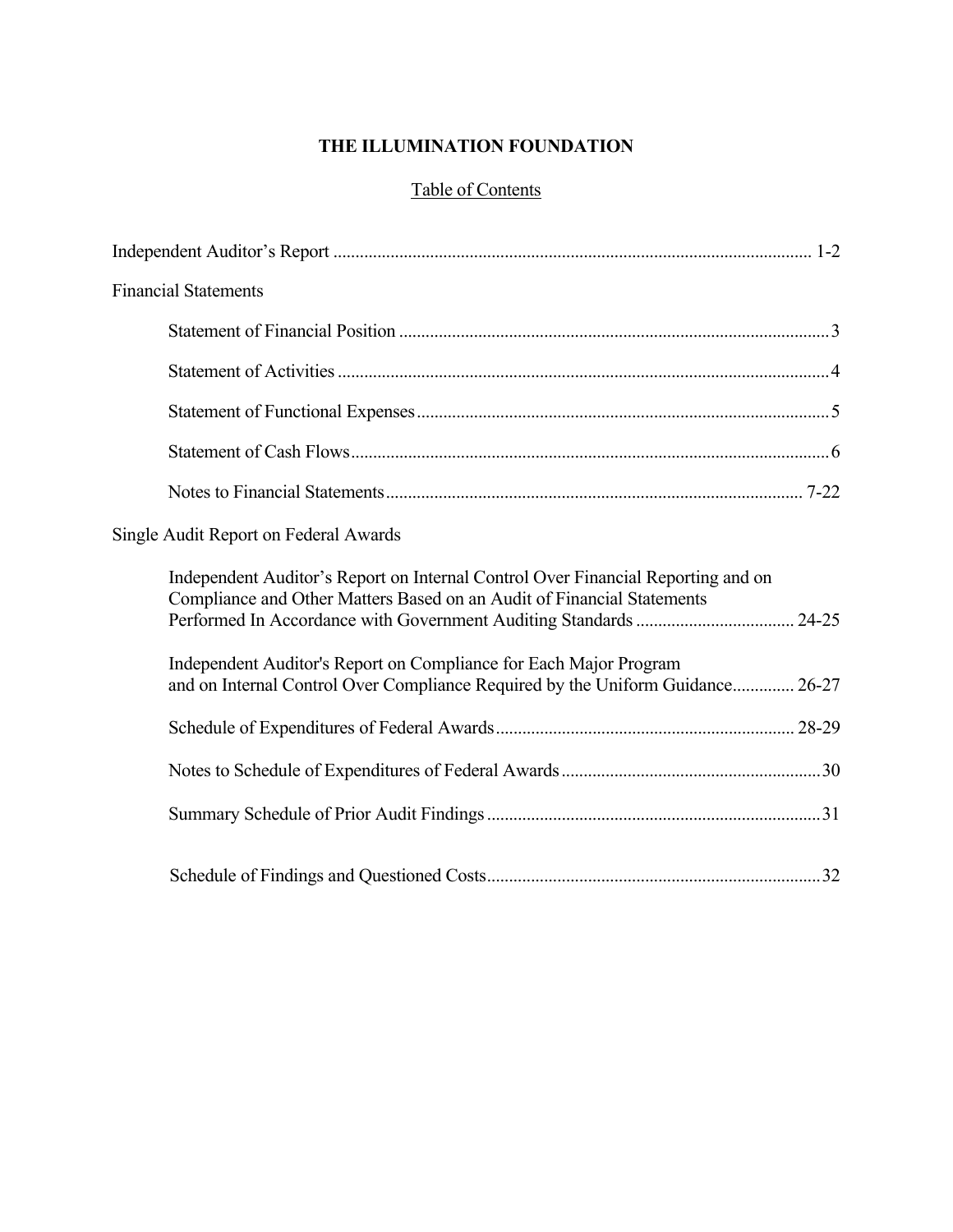# THE ILLUMINATION FOUNDATION

## Table of Contents

| | |
|---|---|
| Independent Auditor's Report | 1-2 |
| **Financial Statements** | |
| Statement of Financial Position | 3 |
| Statement of Activities | 4 |
| Statement of Functional Expenses | 5 |
| Statement of Cash Flows | 6 |
| Notes to Financial Statements | 7-22 |
| **Single Audit Report on Federal Awards** | |
| Independent Auditor's Report on Internal Control Over Financial Reporting and on Compliance and Other Matters Based on an Audit of Financial Statements Performed In Accordance with Government Auditing Standards | 24-25 |
| Independent Auditor's Report on Compliance for Each Major Program and on Internal Control Over Compliance Required by the Uniform Guidance | 26-27 |
| Schedule of Expenditures of Federal Awards | 28-29 |
| Notes to Schedule of Expenditures of Federal Awards | 30 |
| Summary Schedule of Prior Audit Findings | 31 |
| Schedule of Findings and Questioned Costs | 32 |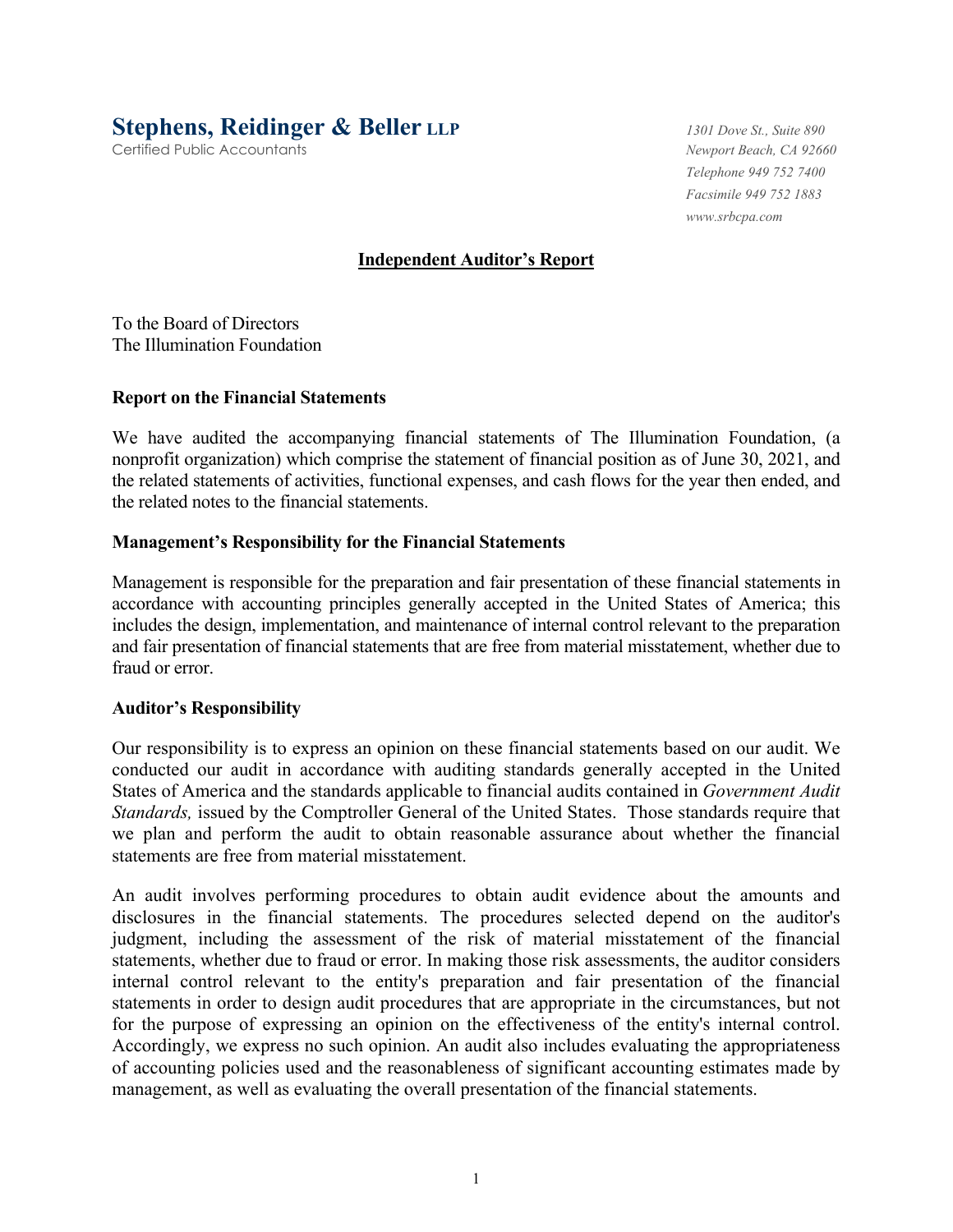**Stephens, Reidinger & Beller LLP**
Certified Public Accountants

*1301 Dove St., Suite 890*
*Newport Beach, CA 92660*
*Telephone 949 752 7400*
*Facsimile 949 752 1883*
*www.srbcpa.com*

# Independent Auditor's Report

To the Board of Directors
The Illumination Foundation

## Report on the Financial Statements

We have audited the accompanying financial statements of The Illumination Foundation, (a nonprofit organization) which comprise the statement of financial position as of June 30, 2021, and the related statements of activities, functional expenses, and cash flows for the year then ended, and the related notes to the financial statements.

## Management's Responsibility for the Financial Statements

Management is responsible for the preparation and fair presentation of these financial statements in accordance with accounting principles generally accepted in the United States of America; this includes the design, implementation, and maintenance of internal control relevant to the preparation and fair presentation of financial statements that are free from material misstatement, whether due to fraud or error.

## Auditor's Responsibility

Our responsibility is to express an opinion on these financial statements based on our audit. We conducted our audit in accordance with auditing standards generally accepted in the United States of America and the standards applicable to financial audits contained in *Government Audit Standards,* issued by the Comptroller General of the United States. Those standards require that we plan and perform the audit to obtain reasonable assurance about whether the financial statements are free from material misstatement.

An audit involves performing procedures to obtain audit evidence about the amounts and disclosures in the financial statements. The procedures selected depend on the auditor's judgment, including the assessment of the risk of material misstatement of the financial statements, whether due to fraud or error. In making those risk assessments, the auditor considers internal control relevant to the entity's preparation and fair presentation of the financial statements in order to design audit procedures that are appropriate in the circumstances, but not for the purpose of expressing an opinion on the effectiveness of the entity's internal control. Accordingly, we express no such opinion. An audit also includes evaluating the appropriateness of accounting policies used and the reasonableness of significant accounting estimates made by management, as well as evaluating the overall presentation of the financial statements.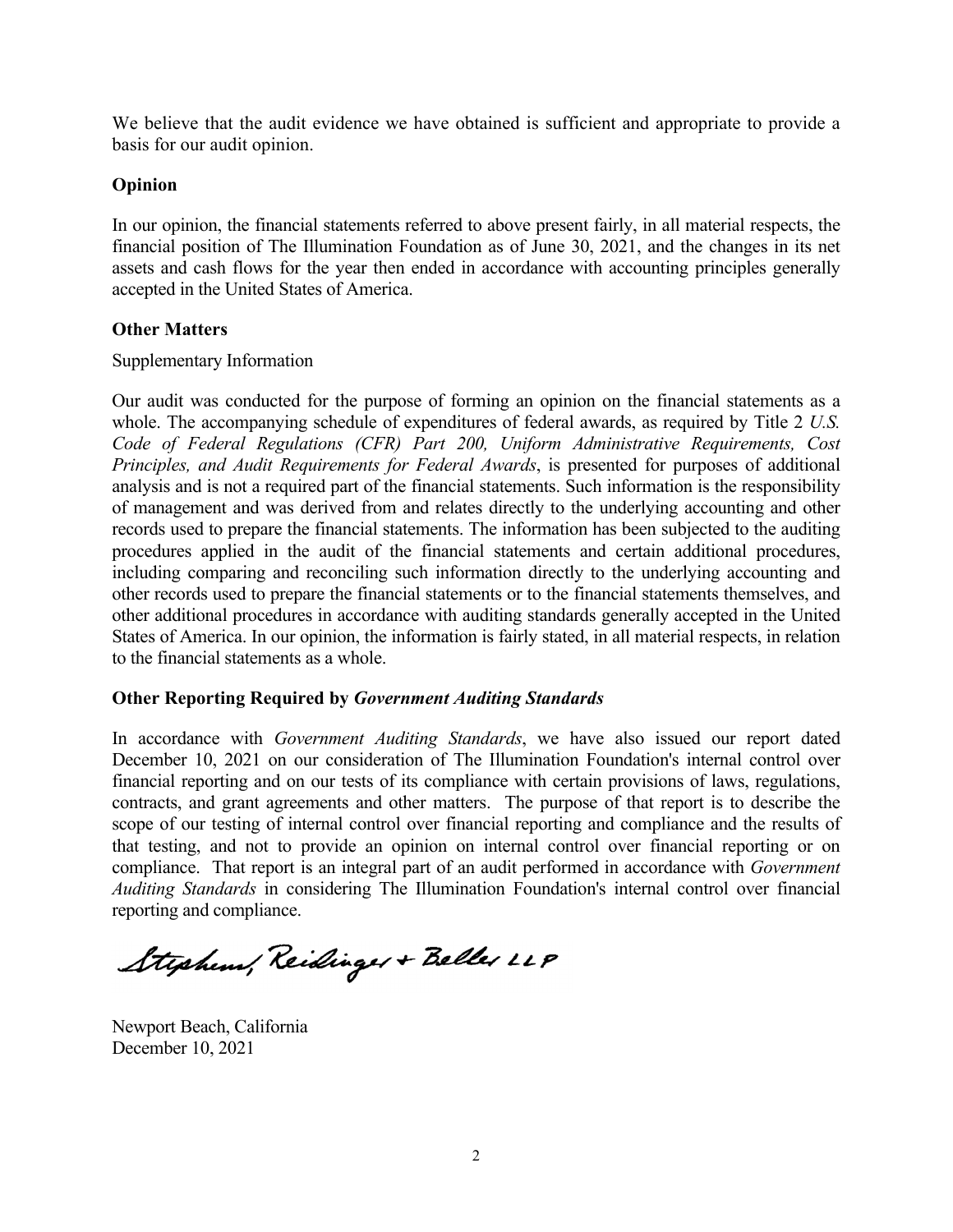We believe that the audit evidence we have obtained is sufficient and appropriate to provide a basis for our audit opinion.

### Opinion

In our opinion, the financial statements referred to above present fairly, in all material respects, the financial position of The Illumination Foundation as of June 30, 2021, and the changes in its net assets and cash flows for the year then ended in accordance with accounting principles generally accepted in the United States of America.

### Other Matters

Supplementary Information

Our audit was conducted for the purpose of forming an opinion on the financial statements as a whole. The accompanying schedule of expenditures of federal awards, as required by Title 2 *U.S. Code of Federal Regulations (CFR) Part 200, Uniform Administrative Requirements, Cost Principles, and Audit Requirements for Federal Awards*, is presented for purposes of additional analysis and is not a required part of the financial statements. Such information is the responsibility of management and was derived from and relates directly to the underlying accounting and other records used to prepare the financial statements. The information has been subjected to the auditing procedures applied in the audit of the financial statements and certain additional procedures, including comparing and reconciling such information directly to the underlying accounting and other records used to prepare the financial statements or to the financial statements themselves, and other additional procedures in accordance with auditing standards generally accepted in the United States of America. In our opinion, the information is fairly stated, in all material respects, in relation to the financial statements as a whole.

### Other Reporting Required by *Government Auditing Standards*

In accordance with *Government Auditing Standards*, we have also issued our report dated December 10, 2021 on our consideration of The Illumination Foundation's internal control over financial reporting and on our tests of its compliance with certain provisions of laws, regulations, contracts, and grant agreements and other matters. The purpose of that report is to describe the scope of our testing of internal control over financial reporting and compliance and the results of that testing, and not to provide an opinion on internal control over financial reporting or on compliance. That report is an integral part of an audit performed in accordance with *Government Auditing Standards* in considering The Illumination Foundation's internal control over financial reporting and compliance.

Stephens, Reidinger + Beller LLP

Newport Beach, California
December 10, 2021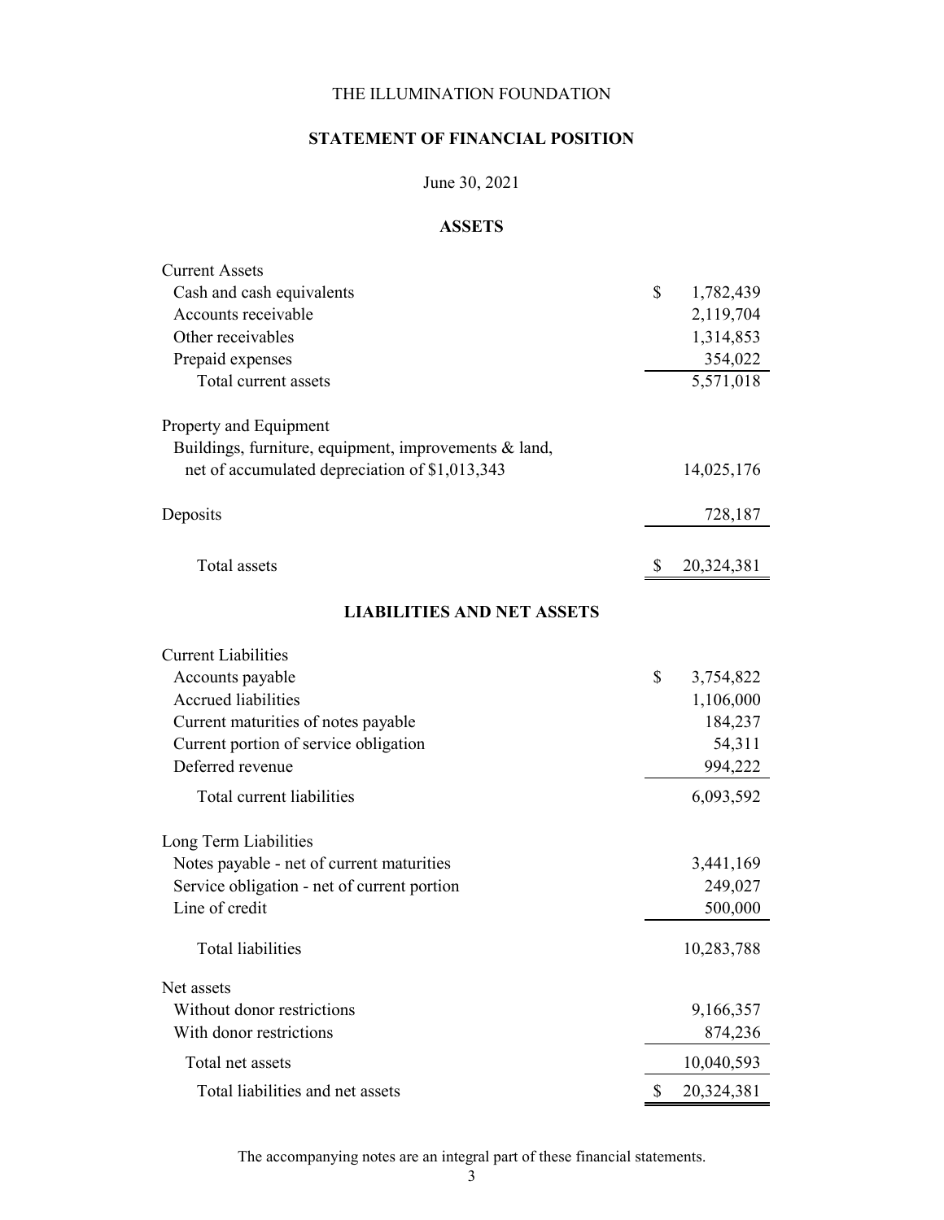# THE ILLUMINATION FOUNDATION

## STATEMENT OF FINANCIAL POSITION

June 30, 2021

### ASSETS

| | |
|---|---|
| **Current Assets** | |
| Cash and cash equivalents | $ 1,782,439 |
| Accounts receivable | 2,119,704 |
| Other receivables | 1,314,853 |
| Prepaid expenses | 354,022 |
| Total current assets | 5,571,018 |
| **Property and Equipment** | |
| Buildings, furniture, equipment, improvements & land, net of accumulated depreciation of $1,013,343 | 14,025,176 |
| Deposits | 728,187 |
| Total assets | $ 20,324,381 |

### LIABILITIES AND NET ASSETS

| | |
|---|---|
| **Current Liabilities** | |
| Accounts payable | $ 3,754,822 |
| Accrued liabilities | 1,106,000 |
| Current maturities of notes payable | 184,237 |
| Current portion of service obligation | 54,311 |
| Deferred revenue | 994,222 |
| Total current liabilities | 6,093,592 |
| **Long Term Liabilities** | |
| Notes payable - net of current maturities | 3,441,169 |
| Service obligation - net of current portion | 249,027 |
| Line of credit | 500,000 |
| Total liabilities | 10,283,788 |
| **Net assets** | |
| Without donor restrictions | 9,166,357 |
| With donor restrictions | 874,236 |
| Total net assets | 10,040,593 |
| Total liabilities and net assets | $ 20,324,381 |

The accompanying notes are an integral part of these financial statements.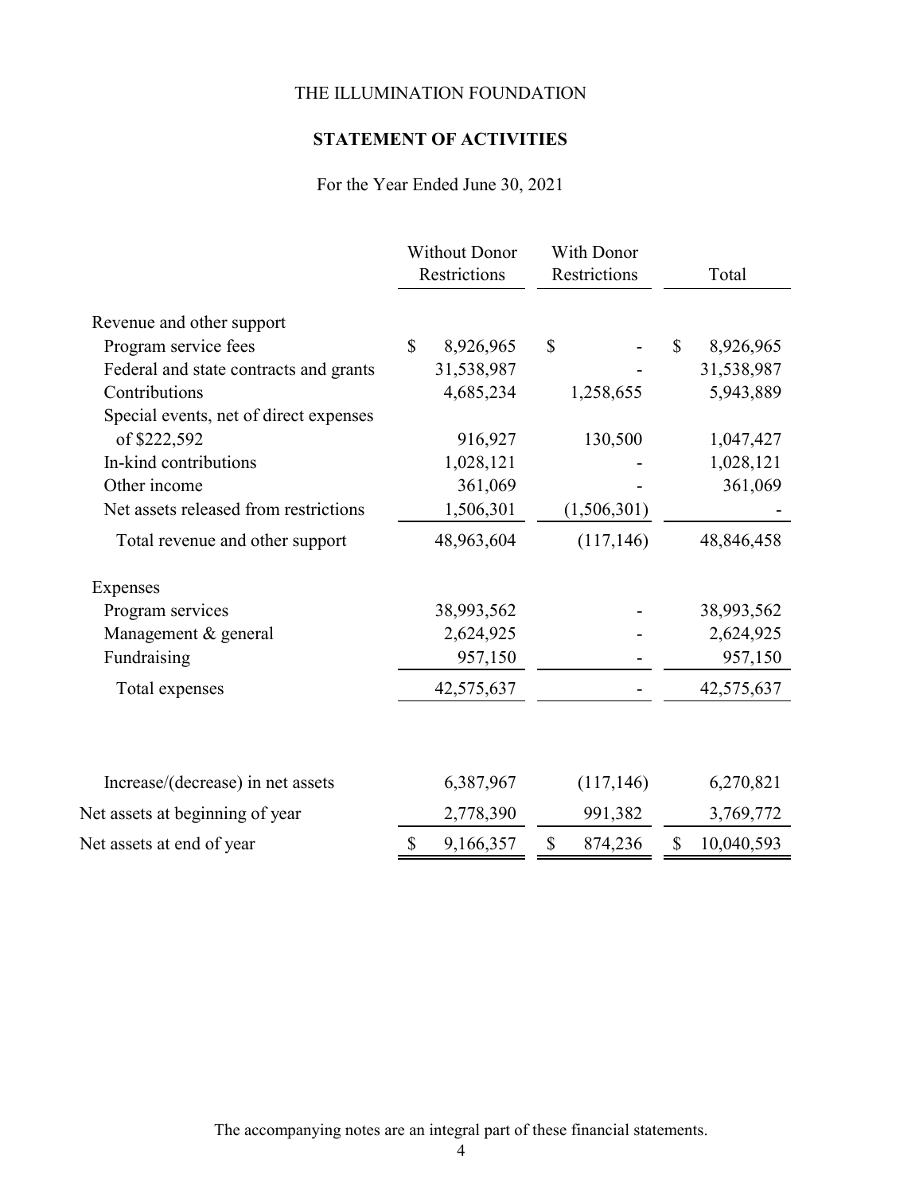THE ILLUMINATION FOUNDATION

## STATEMENT OF ACTIVITIES

For the Year Ended June 30, 2021

| | Without Donor Restrictions | With Donor Restrictions | Total |
|---|---|---|---|
| Revenue and other support | | | |
| Program service fees | $ 8,926,965 | $ - | $ 8,926,965 |
| Federal and state contracts and grants | 31,538,987 | - | 31,538,987 |
| Contributions | 4,685,234 | 1,258,655 | 5,943,889 |
| Special events, net of direct expenses of $222,592 | 916,927 | 130,500 | 1,047,427 |
| In-kind contributions | 1,028,121 | - | 1,028,121 |
| Other income | 361,069 | - | 361,069 |
| Net assets released from restrictions | 1,506,301 | (1,506,301) | - |
| Total revenue and other support | 48,963,604 | (117,146) | 48,846,458 |
| Expenses | | | |
| Program services | 38,993,562 | - | 38,993,562 |
| Management & general | 2,624,925 | - | 2,624,925 |
| Fundraising | 957,150 | - | 957,150 |
| Total expenses | 42,575,637 | - | 42,575,637 |
| Increase/(decrease) in net assets | 6,387,967 | (117,146) | 6,270,821 |
| Net assets at beginning of year | 2,778,390 | 991,382 | 3,769,772 |
| Net assets at end of year | $ 9,166,357 | $ 874,236 | $ 10,040,593 |

The accompanying notes are an integral part of these financial statements.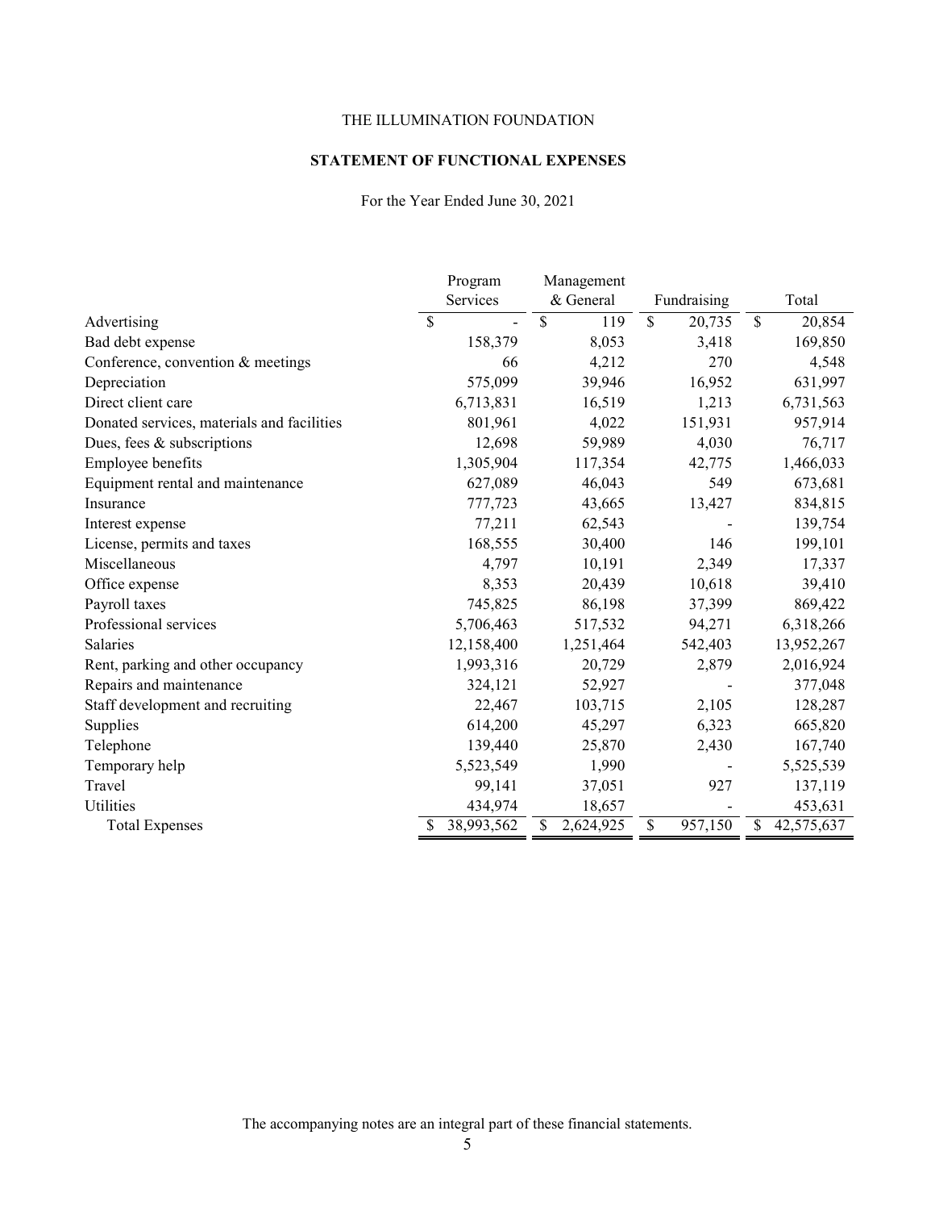THE ILLUMINATION FOUNDATION

**STATEMENT OF FUNCTIONAL EXPENSES**

For the Year Ended June 30, 2021

| | Program Services | Management & General | Fundraising | Total |
|---|---|---|---|---|
| Advertising | $ - | $ 119 | $ 20,735 | $ 20,854 |
| Bad debt expense | 158,379 | 8,053 | 3,418 | 169,850 |
| Conference, convention & meetings | 66 | 4,212 | 270 | 4,548 |
| Depreciation | 575,099 | 39,946 | 16,952 | 631,997 |
| Direct client care | 6,713,831 | 16,519 | 1,213 | 6,731,563 |
| Donated services, materials and facilities | 801,961 | 4,022 | 151,931 | 957,914 |
| Dues, fees & subscriptions | 12,698 | 59,989 | 4,030 | 76,717 |
| Employee benefits | 1,305,904 | 117,354 | 42,775 | 1,466,033 |
| Equipment rental and maintenance | 627,089 | 46,043 | 549 | 673,681 |
| Insurance | 777,723 | 43,665 | 13,427 | 834,815 |
| Interest expense | 77,211 | 62,543 | - | 139,754 |
| License, permits and taxes | 168,555 | 30,400 | 146 | 199,101 |
| Miscellaneous | 4,797 | 10,191 | 2,349 | 17,337 |
| Office expense | 8,353 | 20,439 | 10,618 | 39,410 |
| Payroll taxes | 745,825 | 86,198 | 37,399 | 869,422 |
| Professional services | 5,706,463 | 517,532 | 94,271 | 6,318,266 |
| Salaries | 12,158,400 | 1,251,464 | 542,403 | 13,952,267 |
| Rent, parking and other occupancy | 1,993,316 | 20,729 | 2,879 | 2,016,924 |
| Repairs and maintenance | 324,121 | 52,927 | - | 377,048 |
| Staff development and recruiting | 22,467 | 103,715 | 2,105 | 128,287 |
| Supplies | 614,200 | 45,297 | 6,323 | 665,820 |
| Telephone | 139,440 | 25,870 | 2,430 | 167,740 |
| Temporary help | 5,523,549 | 1,990 | - | 5,525,539 |
| Travel | 99,141 | 37,051 | 927 | 137,119 |
| Utilities | 434,974 | 18,657 | - | 453,631 |
| Total Expenses | $ 38,993,562 | $ 2,624,925 | $ 957,150 | $ 42,575,637 |

The accompanying notes are an integral part of these financial statements.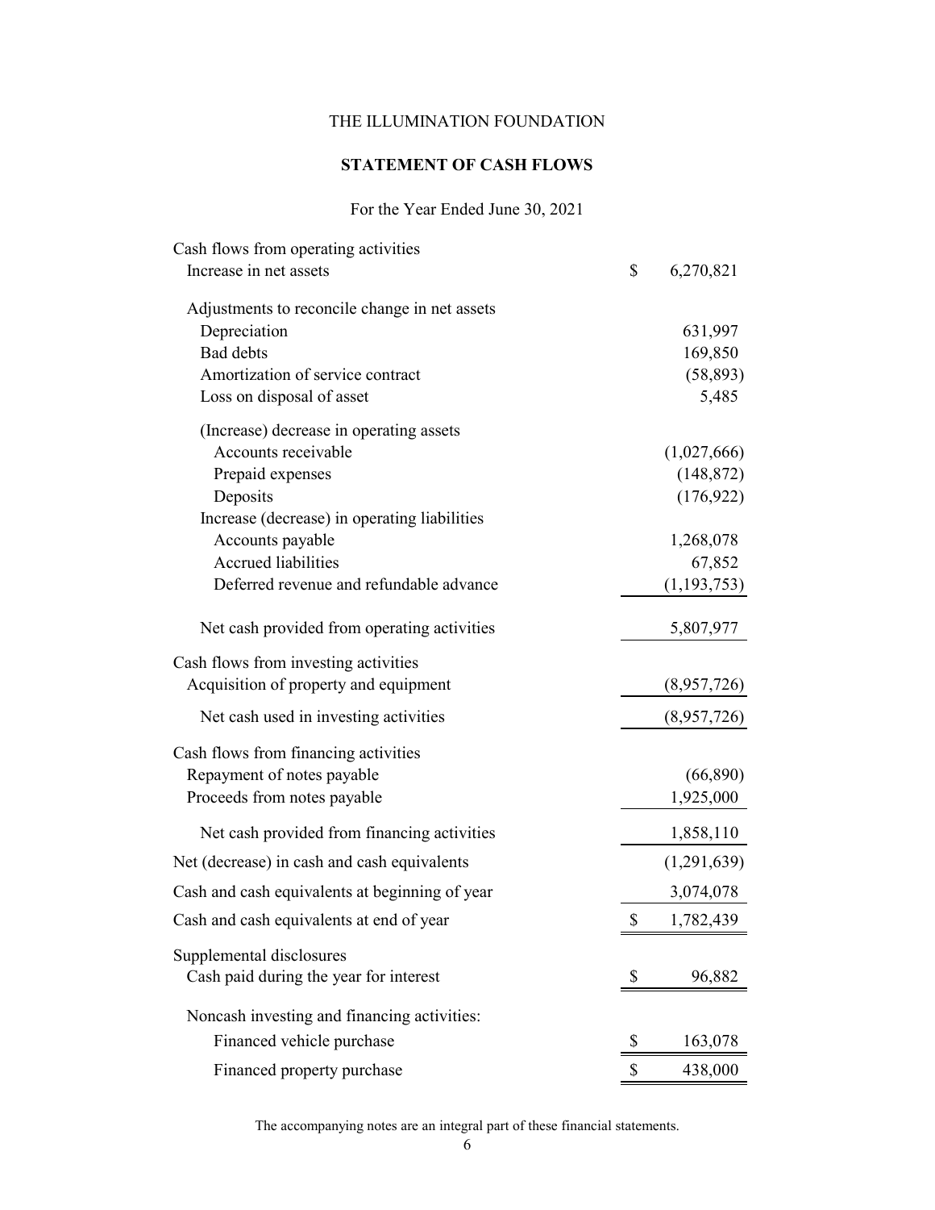THE ILLUMINATION FOUNDATION

## STATEMENT OF CASH FLOWS

For the Year Ended June 30, 2021

| | |
|---|---|
| Cash flows from operating activities | |
| Increase in net assets | $ 6,270,821 |
| Adjustments to reconcile change in net assets | |
| Depreciation | 631,997 |
| Bad debts | 169,850 |
| Amortization of service contract | (58,893) |
| Loss on disposal of asset | 5,485 |
| (Increase) decrease in operating assets | |
| Accounts receivable | (1,027,666) |
| Prepaid expenses | (148,872) |
| Deposits | (176,922) |
| Increase (decrease) in operating liabilities | |
| Accounts payable | 1,268,078 |
| Accrued liabilities | 67,852 |
| Deferred revenue and refundable advance | (1,193,753) |
| Net cash provided from operating activities | 5,807,977 |
| Cash flows from investing activities | |
| Acquisition of property and equipment | (8,957,726) |
| Net cash used in investing activities | (8,957,726) |
| Cash flows from financing activities | |
| Repayment of notes payable | (66,890) |
| Proceeds from notes payable | 1,925,000 |
| Net cash provided from financing activities | 1,858,110 |
| Net (decrease) in cash and cash equivalents | (1,291,639) |
| Cash and cash equivalents at beginning of year | 3,074,078 |
| Cash and cash equivalents at end of year | $ 1,782,439 |
| Supplemental disclosures | |
| Cash paid during the year for interest | $ 96,882 |
| Noncash investing and financing activities: | |
| Financed vehicle purchase | $ 163,078 |
| Financed property purchase | $ 438,000 |

The accompanying notes are an integral part of these financial statements.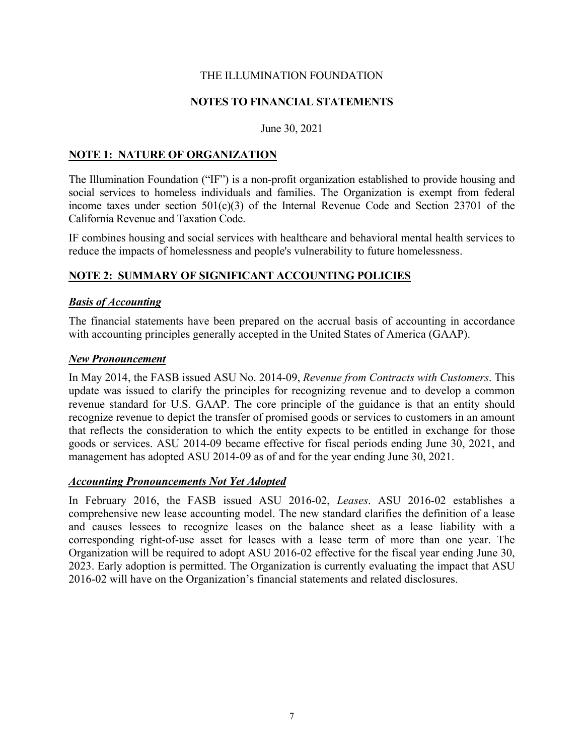THE ILLUMINATION FOUNDATION

# NOTES TO FINANCIAL STATEMENTS

June 30, 2021

## NOTE 1: NATURE OF ORGANIZATION

The Illumination Foundation ("IF") is a non-profit organization established to provide housing and social services to homeless individuals and families. The Organization is exempt from federal income taxes under section 501(c)(3) of the Internal Revenue Code and Section 23701 of the California Revenue and Taxation Code.

IF combines housing and social services with healthcare and behavioral mental health services to reduce the impacts of homelessness and people's vulnerability to future homelessness.

## NOTE 2: SUMMARY OF SIGNIFICANT ACCOUNTING POLICIES

### *Basis of Accounting*

The financial statements have been prepared on the accrual basis of accounting in accordance with accounting principles generally accepted in the United States of America (GAAP).

### *New Pronouncement*

In May 2014, the FASB issued ASU No. 2014-09, *Revenue from Contracts with Customers*. This update was issued to clarify the principles for recognizing revenue and to develop a common revenue standard for U.S. GAAP. The core principle of the guidance is that an entity should recognize revenue to depict the transfer of promised goods or services to customers in an amount that reflects the consideration to which the entity expects to be entitled in exchange for those goods or services. ASU 2014-09 became effective for fiscal periods ending June 30, 2021, and management has adopted ASU 2014-09 as of and for the year ending June 30, 2021.

### *Accounting Pronouncements Not Yet Adopted*

In February 2016, the FASB issued ASU 2016-02, *Leases*. ASU 2016-02 establishes a comprehensive new lease accounting model. The new standard clarifies the definition of a lease and causes lessees to recognize leases on the balance sheet as a lease liability with a corresponding right-of-use asset for leases with a lease term of more than one year. The Organization will be required to adopt ASU 2016-02 effective for the fiscal year ending June 30, 2023. Early adoption is permitted. The Organization is currently evaluating the impact that ASU 2016-02 will have on the Organization's financial statements and related disclosures.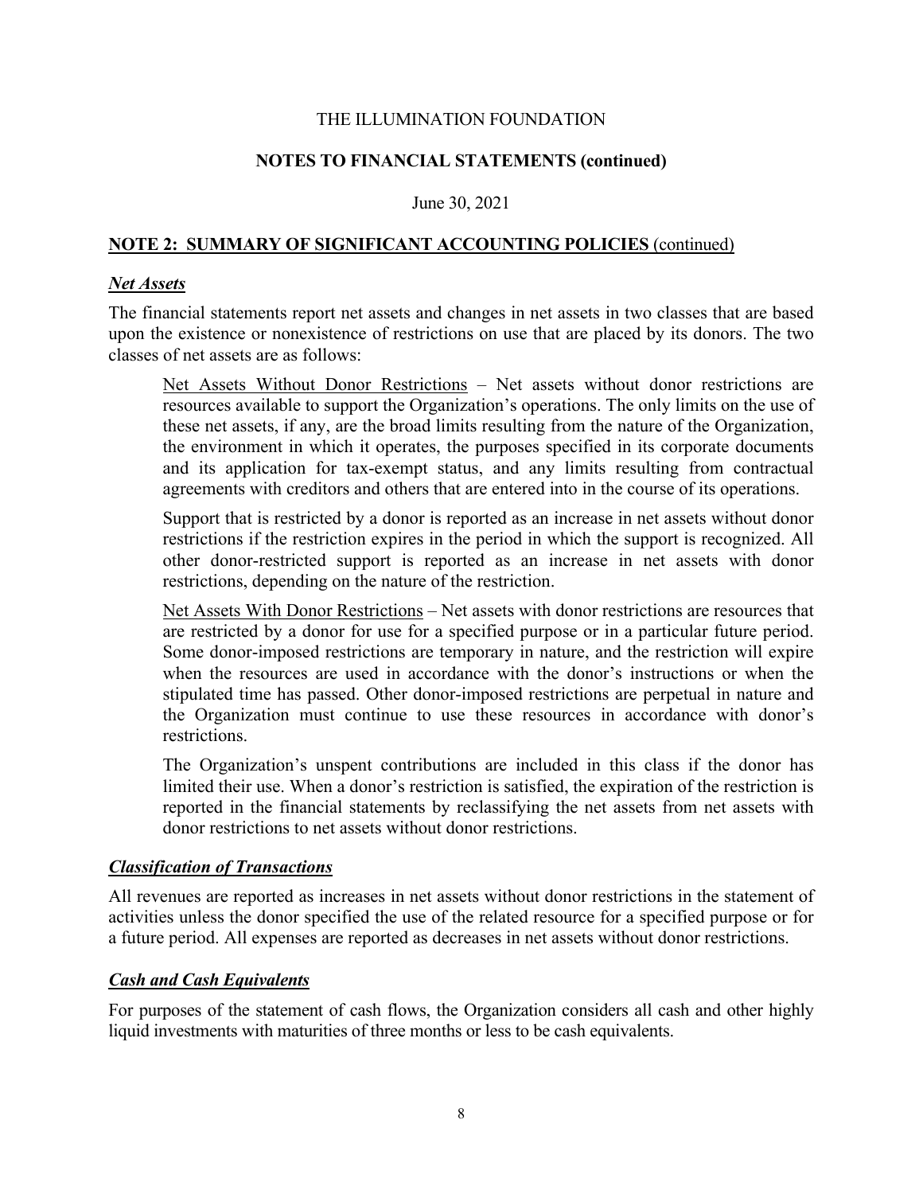THE ILLUMINATION FOUNDATION

**NOTES TO FINANCIAL STATEMENTS (continued)**

June 30, 2021

## NOTE 2: SUMMARY OF SIGNIFICANT ACCOUNTING POLICIES (continued)

### *Net Assets*

The financial statements report net assets and changes in net assets in two classes that are based upon the existence or nonexistence of restrictions on use that are placed by its donors. The two classes of net assets are as follows:

> Net Assets Without Donor Restrictions – Net assets without donor restrictions are resources available to support the Organization's operations. The only limits on the use of these net assets, if any, are the broad limits resulting from the nature of the Organization, the environment in which it operates, the purposes specified in its corporate documents and its application for tax-exempt status, and any limits resulting from contractual agreements with creditors and others that are entered into in the course of its operations.
>
> Support that is restricted by a donor is reported as an increase in net assets without donor restrictions if the restriction expires in the period in which the support is recognized. All other donor-restricted support is reported as an increase in net assets with donor restrictions, depending on the nature of the restriction.
>
> Net Assets With Donor Restrictions – Net assets with donor restrictions are resources that are restricted by a donor for use for a specified purpose or in a particular future period. Some donor-imposed restrictions are temporary in nature, and the restriction will expire when the resources are used in accordance with the donor's instructions or when the stipulated time has passed. Other donor-imposed restrictions are perpetual in nature and the Organization must continue to use these resources in accordance with donor's restrictions.
>
> The Organization's unspent contributions are included in this class if the donor has limited their use. When a donor's restriction is satisfied, the expiration of the restriction is reported in the financial statements by reclassifying the net assets from net assets with donor restrictions to net assets without donor restrictions.

### *Classification of Transactions*

All revenues are reported as increases in net assets without donor restrictions in the statement of activities unless the donor specified the use of the related resource for a specified purpose or for a future period. All expenses are reported as decreases in net assets without donor restrictions.

### *Cash and Cash Equivalents*

For purposes of the statement of cash flows, the Organization considers all cash and other highly liquid investments with maturities of three months or less to be cash equivalents.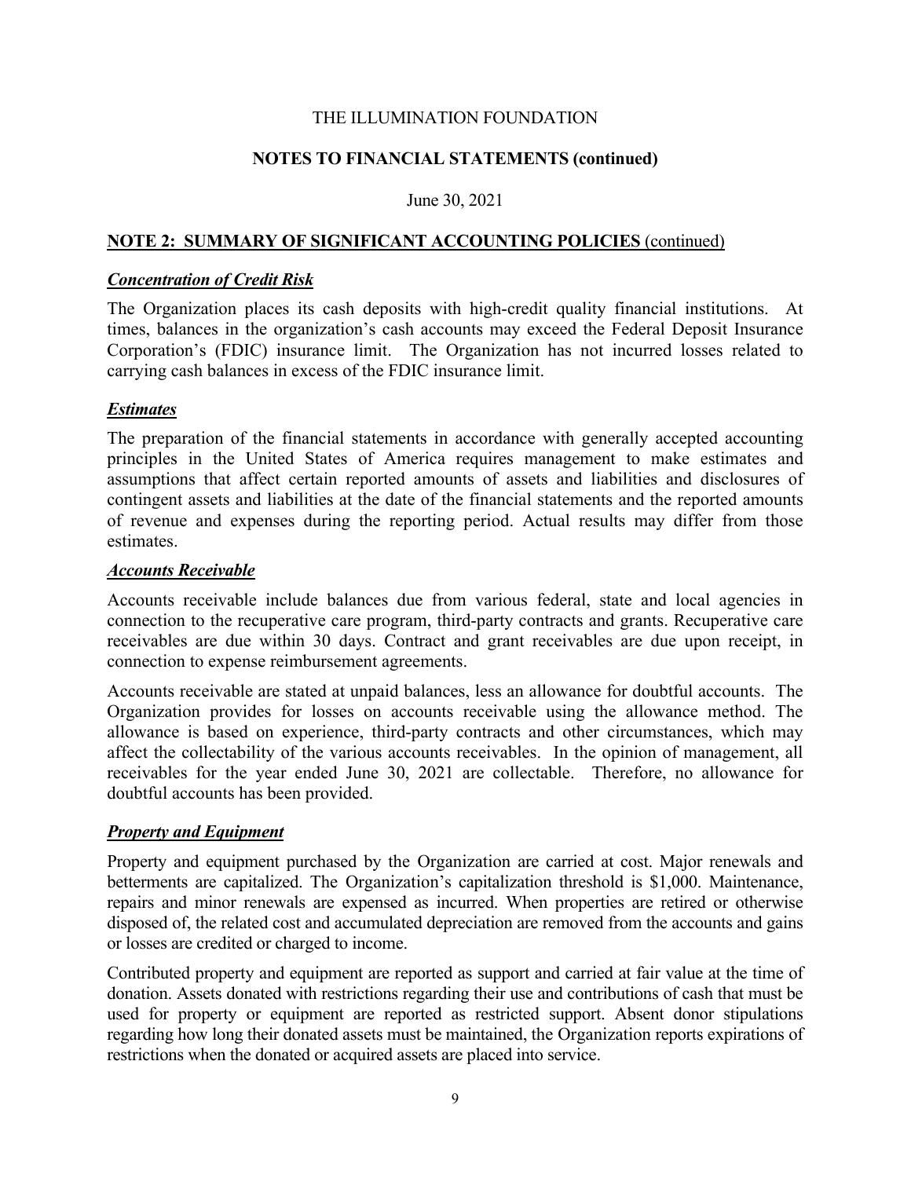THE ILLUMINATION FOUNDATION

**NOTES TO FINANCIAL STATEMENTS (continued)**

June 30, 2021

## NOTE 2: SUMMARY OF SIGNIFICANT ACCOUNTING POLICIES (continued)

***Concentration of Credit Risk***

The Organization places its cash deposits with high-credit quality financial institutions. At times, balances in the organization's cash accounts may exceed the Federal Deposit Insurance Corporation's (FDIC) insurance limit. The Organization has not incurred losses related to carrying cash balances in excess of the FDIC insurance limit.

***Estimates***

The preparation of the financial statements in accordance with generally accepted accounting principles in the United States of America requires management to make estimates and assumptions that affect certain reported amounts of assets and liabilities and disclosures of contingent assets and liabilities at the date of the financial statements and the reported amounts of revenue and expenses during the reporting period. Actual results may differ from those estimates.

***Accounts Receivable***

Accounts receivable include balances due from various federal, state and local agencies in connection to the recuperative care program, third-party contracts and grants. Recuperative care receivables are due within 30 days. Contract and grant receivables are due upon receipt, in connection to expense reimbursement agreements.

Accounts receivable are stated at unpaid balances, less an allowance for doubtful accounts. The Organization provides for losses on accounts receivable using the allowance method. The allowance is based on experience, third-party contracts and other circumstances, which may affect the collectability of the various accounts receivables. In the opinion of management, all receivables for the year ended June 30, 2021 are collectable. Therefore, no allowance for doubtful accounts has been provided.

***Property and Equipment***

Property and equipment purchased by the Organization are carried at cost. Major renewals and betterments are capitalized. The Organization's capitalization threshold is $1,000. Maintenance, repairs and minor renewals are expensed as incurred. When properties are retired or otherwise disposed of, the related cost and accumulated depreciation are removed from the accounts and gains or losses are credited or charged to income.

Contributed property and equipment are reported as support and carried at fair value at the time of donation. Assets donated with restrictions regarding their use and contributions of cash that must be used for property or equipment are reported as restricted support. Absent donor stipulations regarding how long their donated assets must be maintained, the Organization reports expirations of restrictions when the donated or acquired assets are placed into service.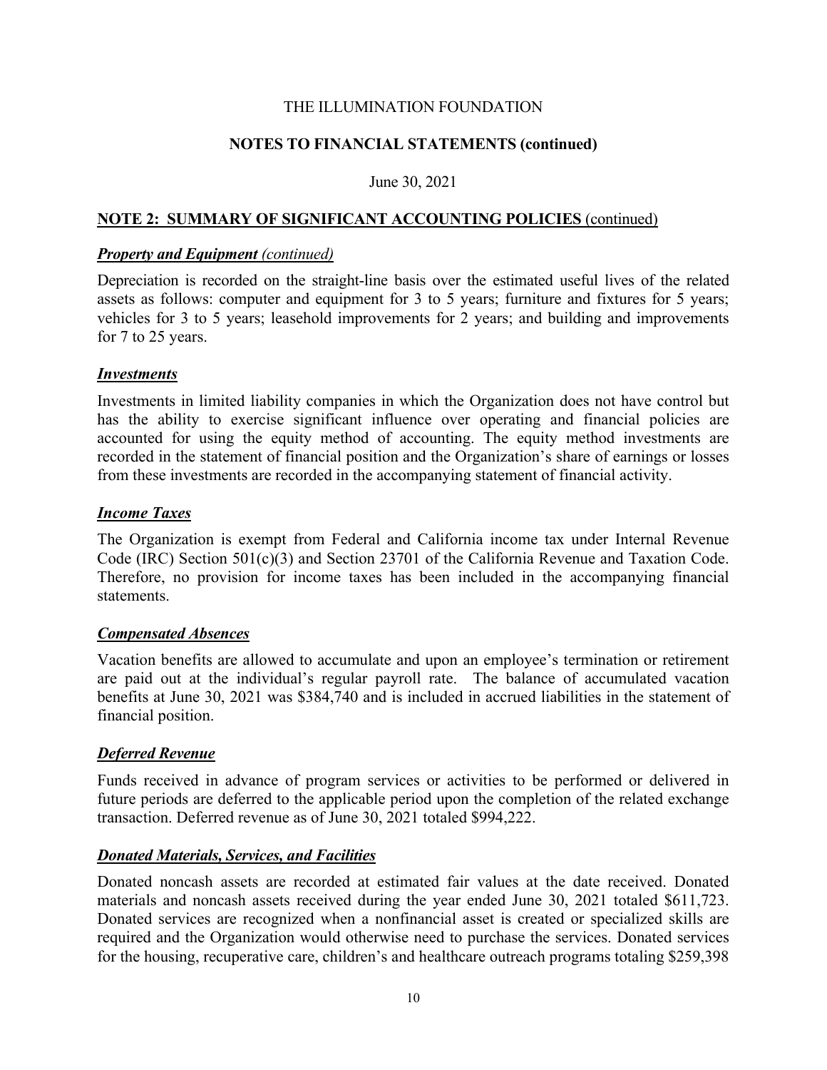THE ILLUMINATION FOUNDATION

**NOTES TO FINANCIAL STATEMENTS (continued)**

June 30, 2021

## NOTE 2: SUMMARY OF SIGNIFICANT ACCOUNTING POLICIES (continued)

### *Property and Equipment (continued)*

Depreciation is recorded on the straight-line basis over the estimated useful lives of the related assets as follows: computer and equipment for 3 to 5 years; furniture and fixtures for 5 years; vehicles for 3 to 5 years; leasehold improvements for 2 years; and building and improvements for 7 to 25 years.

### *Investments*

Investments in limited liability companies in which the Organization does not have control but has the ability to exercise significant influence over operating and financial policies are accounted for using the equity method of accounting. The equity method investments are recorded in the statement of financial position and the Organization's share of earnings or losses from these investments are recorded in the accompanying statement of financial activity.

### *Income Taxes*

The Organization is exempt from Federal and California income tax under Internal Revenue Code (IRC) Section 501(c)(3) and Section 23701 of the California Revenue and Taxation Code. Therefore, no provision for income taxes has been included in the accompanying financial statements.

### *Compensated Absences*

Vacation benefits are allowed to accumulate and upon an employee's termination or retirement are paid out at the individual's regular payroll rate. The balance of accumulated vacation benefits at June 30, 2021 was $384,740 and is included in accrued liabilities in the statement of financial position.

### *Deferred Revenue*

Funds received in advance of program services or activities to be performed or delivered in future periods are deferred to the applicable period upon the completion of the related exchange transaction. Deferred revenue as of June 30, 2021 totaled $994,222.

### *Donated Materials, Services, and Facilities*

Donated noncash assets are recorded at estimated fair values at the date received. Donated materials and noncash assets received during the year ended June 30, 2021 totaled $611,723. Donated services are recognized when a nonfinancial asset is created or specialized skills are required and the Organization would otherwise need to purchase the services. Donated services for the housing, recuperative care, children's and healthcare outreach programs totaling $259,398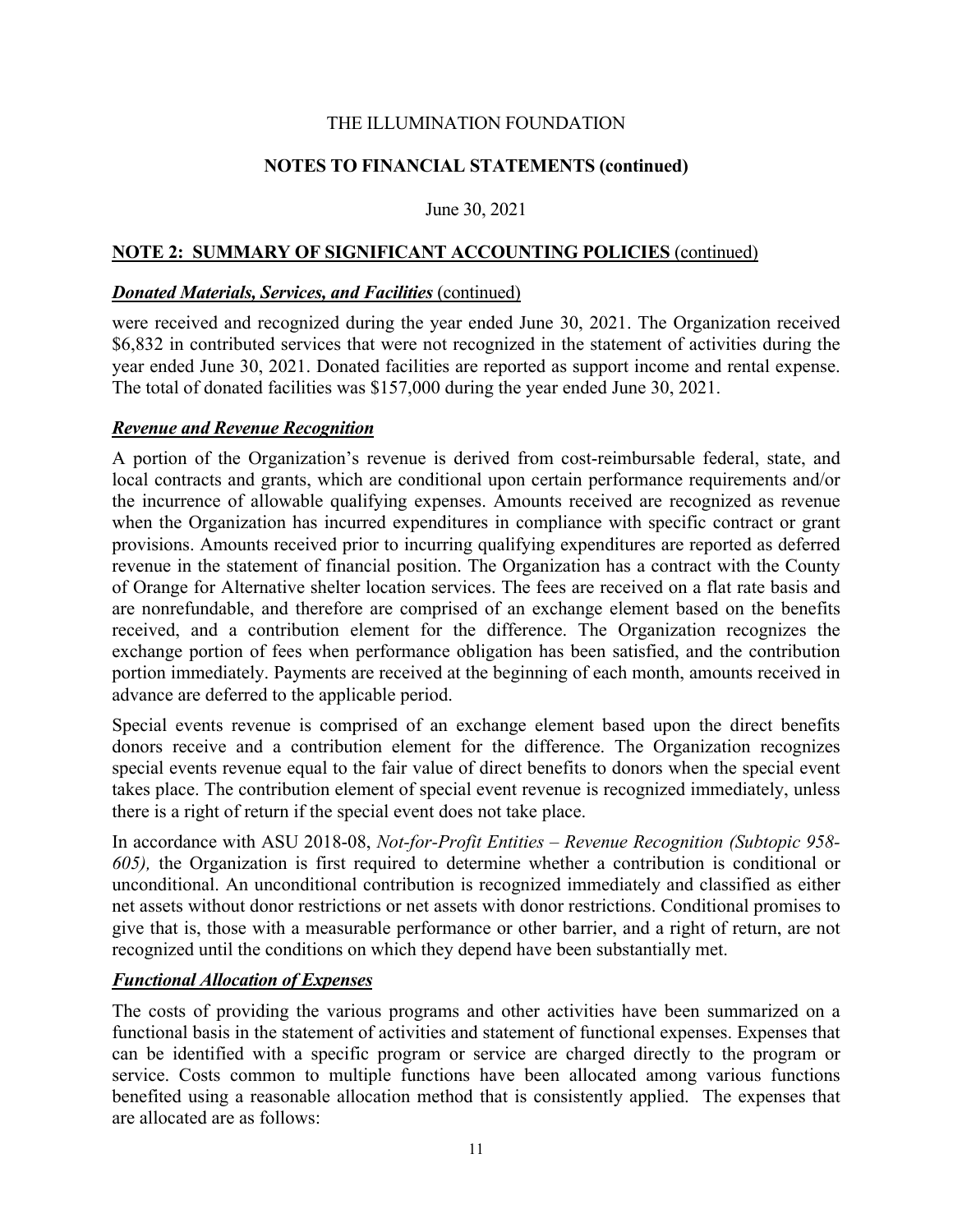THE ILLUMINATION FOUNDATION

**NOTES TO FINANCIAL STATEMENTS (continued)**

June 30, 2021

## NOTE 2: SUMMARY OF SIGNIFICANT ACCOUNTING POLICIES (continued)

### *Donated Materials, Services, and Facilities* (continued)

were received and recognized during the year ended June 30, 2021. The Organization received $6,832 in contributed services that were not recognized in the statement of activities during the year ended June 30, 2021. Donated facilities are reported as support income and rental expense. The total of donated facilities was $157,000 during the year ended June 30, 2021.

### *Revenue and Revenue Recognition*

A portion of the Organization's revenue is derived from cost-reimbursable federal, state, and local contracts and grants, which are conditional upon certain performance requirements and/or the incurrence of allowable qualifying expenses. Amounts received are recognized as revenue when the Organization has incurred expenditures in compliance with specific contract or grant provisions. Amounts received prior to incurring qualifying expenditures are reported as deferred revenue in the statement of financial position. The Organization has a contract with the County of Orange for Alternative shelter location services. The fees are received on a flat rate basis and are nonrefundable, and therefore are comprised of an exchange element based on the benefits received, and a contribution element for the difference. The Organization recognizes the exchange portion of fees when performance obligation has been satisfied, and the contribution portion immediately. Payments are received at the beginning of each month, amounts received in advance are deferred to the applicable period.

Special events revenue is comprised of an exchange element based upon the direct benefits donors receive and a contribution element for the difference. The Organization recognizes special events revenue equal to the fair value of direct benefits to donors when the special event takes place. The contribution element of special event revenue is recognized immediately, unless there is a right of return if the special event does not take place.

In accordance with ASU 2018-08, *Not-for-Profit Entities – Revenue Recognition (Subtopic 958-605),* the Organization is first required to determine whether a contribution is conditional or unconditional. An unconditional contribution is recognized immediately and classified as either net assets without donor restrictions or net assets with donor restrictions. Conditional promises to give that is, those with a measurable performance or other barrier, and a right of return, are not recognized until the conditions on which they depend have been substantially met.

### *Functional Allocation of Expenses*

The costs of providing the various programs and other activities have been summarized on a functional basis in the statement of activities and statement of functional expenses. Expenses that can be identified with a specific program or service are charged directly to the program or service. Costs common to multiple functions have been allocated among various functions benefited using a reasonable allocation method that is consistently applied. The expenses that are allocated are as follows: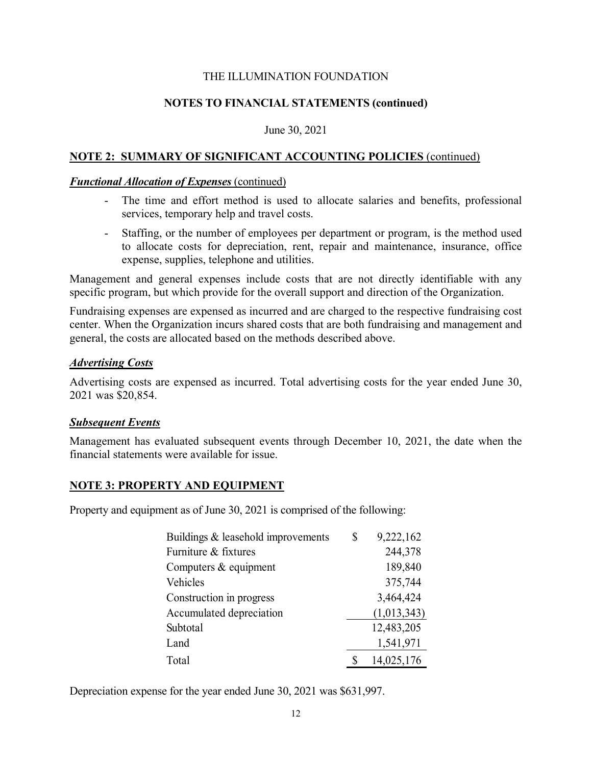THE ILLUMINATION FOUNDATION

**NOTES TO FINANCIAL STATEMENTS (continued)**

June 30, 2021

## NOTE 2: SUMMARY OF SIGNIFICANT ACCOUNTING POLICIES (continued)

***Functional Allocation of Expenses*** (continued)

- The time and effort method is used to allocate salaries and benefits, professional services, temporary help and travel costs.
- Staffing, or the number of employees per department or program, is the method used to allocate costs for depreciation, rent, repair and maintenance, insurance, office expense, supplies, telephone and utilities.

Management and general expenses include costs that are not directly identifiable with any specific program, but which provide for the overall support and direction of the Organization.

Fundraising expenses are expensed as incurred and are charged to the respective fundraising cost center. When the Organization incurs shared costs that are both fundraising and management and general, the costs are allocated based on the methods described above.

***Advertising Costs***

Advertising costs are expensed as incurred. Total advertising costs for the year ended June 30, 2021 was $20,854.

***Subsequent Events***

Management has evaluated subsequent events through December 10, 2021, the date when the financial statements were available for issue.

## NOTE 3: PROPERTY AND EQUIPMENT

Property and equipment as of June 30, 2021 is comprised of the following:

| | |
|---|---|
| Buildings & leasehold improvements | $ 9,222,162 |
| Furniture & fixtures | 244,378 |
| Computers & equipment | 189,840 |
| Vehicles | 375,744 |
| Construction in progress | 3,464,424 |
| Accumulated depreciation | (1,013,343) |
| Subtotal | 12,483,205 |
| Land | 1,541,971 |
| Total | $ 14,025,176 |

Depreciation expense for the year ended June 30, 2021 was $631,997.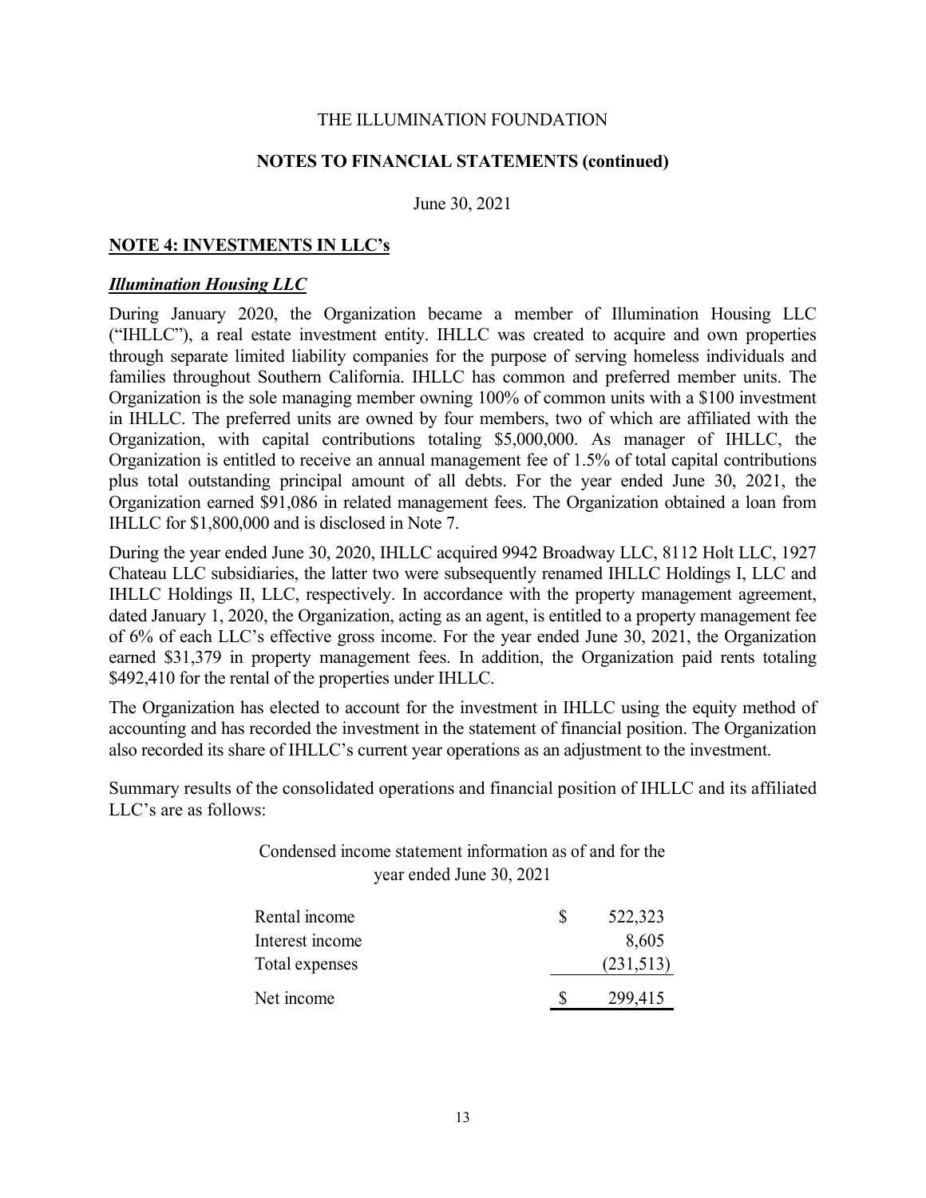THE ILLUMINATION FOUNDATION

**NOTES TO FINANCIAL STATEMENTS (continued)**

June 30, 2021

## NOTE 4: INVESTMENTS IN LLC's

### *Illumination Housing LLC*

During January 2020, the Organization became a member of Illumination Housing LLC ("IHLLC"), a real estate investment entity. IHLLC was created to acquire and own properties through separate limited liability companies for the purpose of serving homeless individuals and families throughout Southern California. IHLLC has common and preferred member units. The Organization is the sole managing member owning 100% of common units with a $100 investment in IHLLC. The preferred units are owned by four members, two of which are affiliated with the Organization, with capital contributions totaling $5,000,000. As manager of IHLLC, the Organization is entitled to receive an annual management fee of 1.5% of total capital contributions plus total outstanding principal amount of all debts. For the year ended June 30, 2021, the Organization earned $91,086 in related management fees. The Organization obtained a loan from IHLLC for $1,800,000 and is disclosed in Note 7.

During the year ended June 30, 2020, IHLLC acquired 9942 Broadway LLC, 8112 Holt LLC, 1927 Chateau LLC subsidiaries, the latter two were subsequently renamed IHLLC Holdings I, LLC and IHLLC Holdings II, LLC, respectively. In accordance with the property management agreement, dated January 1, 2020, the Organization, acting as an agent, is entitled to a property management fee of 6% of each LLC's effective gross income. For the year ended June 30, 2021, the Organization earned $31,379 in property management fees. In addition, the Organization paid rents totaling $492,410 for the rental of the properties under IHLLC.

The Organization has elected to account for the investment in IHLLC using the equity method of accounting and has recorded the investment in the statement of financial position. The Organization also recorded its share of IHLLC's current year operations as an adjustment to the investment.

Summary results of the consolidated operations and financial position of IHLLC and its affiliated LLC's are as follows:

Condensed income statement information as of and for the year ended June 30, 2021

| | |
|---|---|
| Rental income | $ 522,323 |
| Interest income | 8,605 |
| Total expenses | (231,513) |
| Net income | $ 299,415 |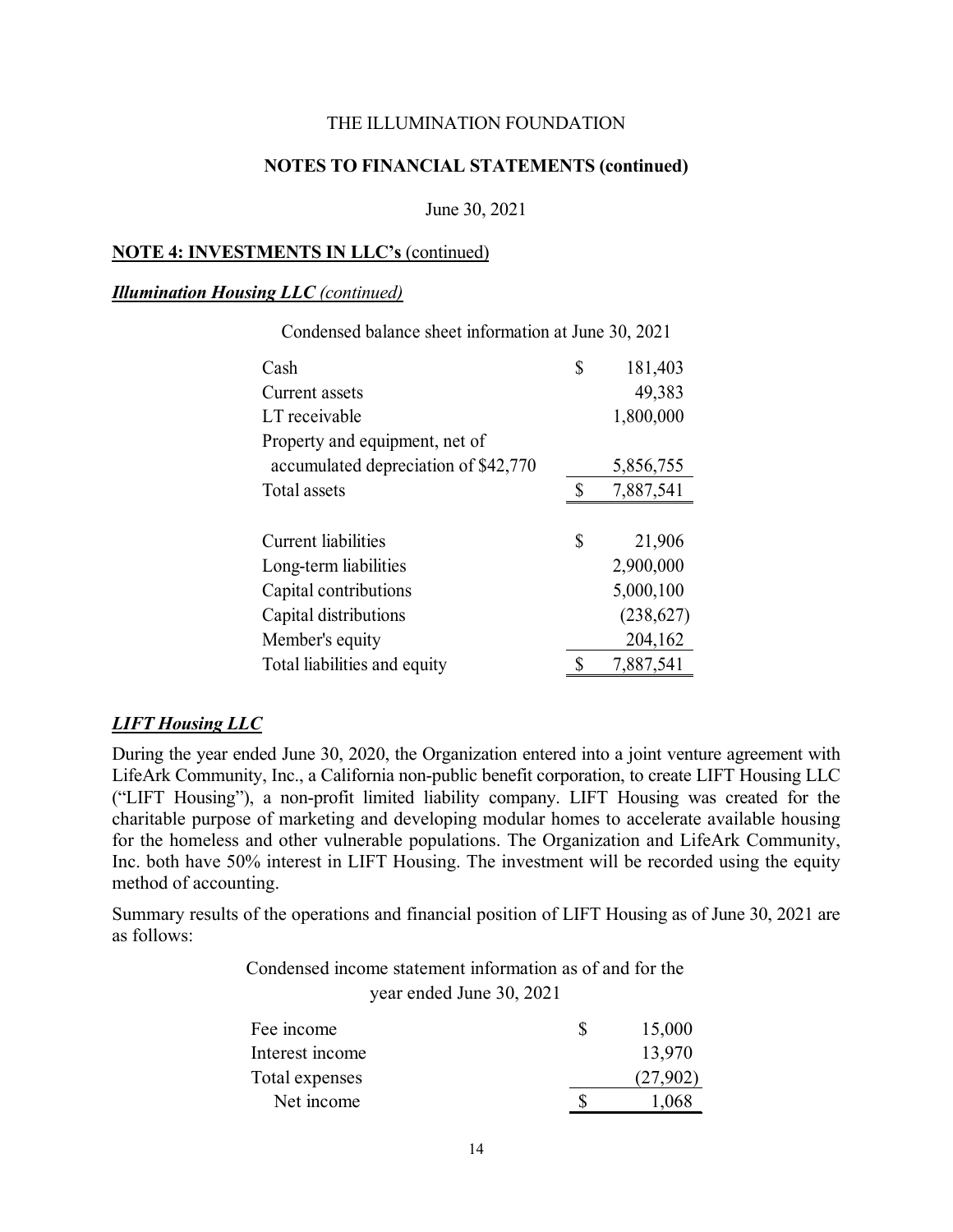THE ILLUMINATION FOUNDATION

**NOTES TO FINANCIAL STATEMENTS (continued)**

June 30, 2021

**NOTE 4: INVESTMENTS IN LLC's** (continued)

***Illumination Housing LLC*** *(continued)*

Condensed balance sheet information at June 30, 2021

| | | |
|---|---|---|
| Cash | $ | 181,403 |
| Current assets | | 49,383 |
| LT receivable | | 1,800,000 |
| Property and equipment, net of accumulated depreciation of $42,770 | | 5,856,755 |
| Total assets | $ | 7,887,541 |
| | | |
| Current liabilities | $ | 21,906 |
| Long-term liabilities | | 2,900,000 |
| Capital contributions | | 5,000,100 |
| Capital distributions | | (238,627) |
| Member's equity | | 204,162 |
| Total liabilities and equity | $ | 7,887,541 |

***LIFT Housing LLC***

During the year ended June 30, 2020, the Organization entered into a joint venture agreement with LifeArk Community, Inc., a California non-public benefit corporation, to create LIFT Housing LLC ("LIFT Housing"), a non-profit limited liability company. LIFT Housing was created for the charitable purpose of marketing and developing modular homes to accelerate available housing for the homeless and other vulnerable populations. The Organization and LifeArk Community, Inc. both have 50% interest in LIFT Housing. The investment will be recorded using the equity method of accounting.

Summary results of the operations and financial position of LIFT Housing as of June 30, 2021 are as follows:

Condensed income statement information as of and for the year ended June 30, 2021

| | | |
|---|---|---|
| Fee income | $ | 15,000 |
| Interest income | | 13,970 |
| Total expenses | | (27,902) |
| Net income | $ | 1,068 |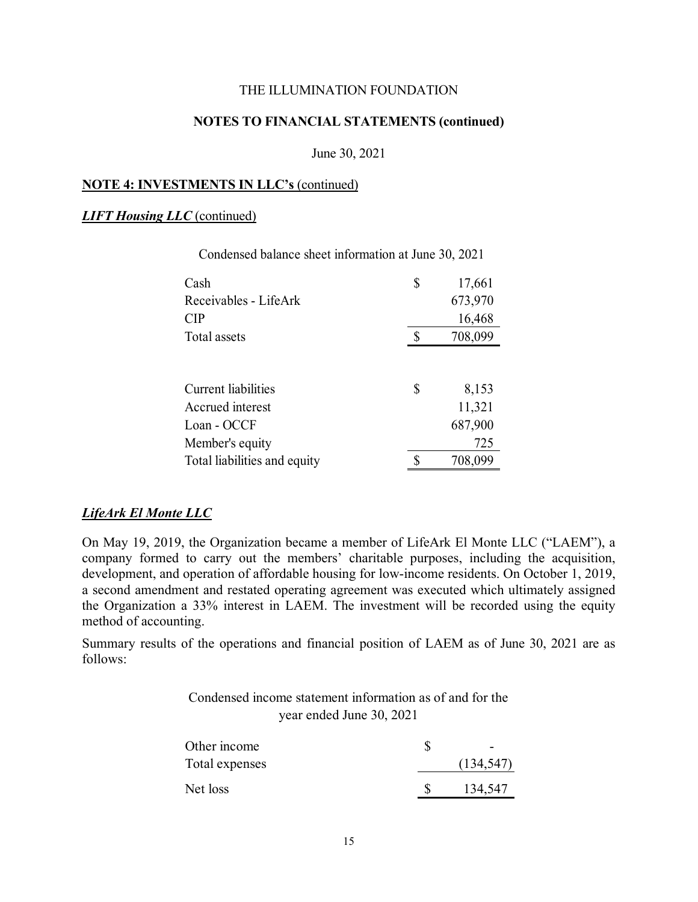THE ILLUMINATION FOUNDATION

**NOTES TO FINANCIAL STATEMENTS (continued)**

June 30, 2021

## NOTE 4: INVESTMENTS IN LLC's (continued)

### *LIFT Housing LLC* (continued)

Condensed balance sheet information at June 30, 2021

| | | |
|---|---|---|
| Cash | $ | 17,661 |
| Receivables - LifeArk | | 673,970 |
| CIP | | 16,468 |
| Total assets | $ | 708,099 |
| | | |
| Current liabilities | $ | 8,153 |
| Accrued interest | | 11,321 |
| Loan - OCCF | | 687,900 |
| Member's equity | | 725 |
| Total liabilities and equity | $ | 708,099 |

### *LifeArk El Monte LLC*

On May 19, 2019, the Organization became a member of LifeArk El Monte LLC ("LAEM"), a company formed to carry out the members' charitable purposes, including the acquisition, development, and operation of affordable housing for low-income residents. On October 1, 2019, a second amendment and restated operating agreement was executed which ultimately assigned the Organization a 33% interest in LAEM. The investment will be recorded using the equity method of accounting.

Summary results of the operations and financial position of LAEM as of June 30, 2021 are as follows:

Condensed income statement information as of and for the year ended June 30, 2021

| | | |
|---|---|---|
| Other income | $ | - |
| Total expenses | | (134,547) |
| Net loss | $ | 134,547 |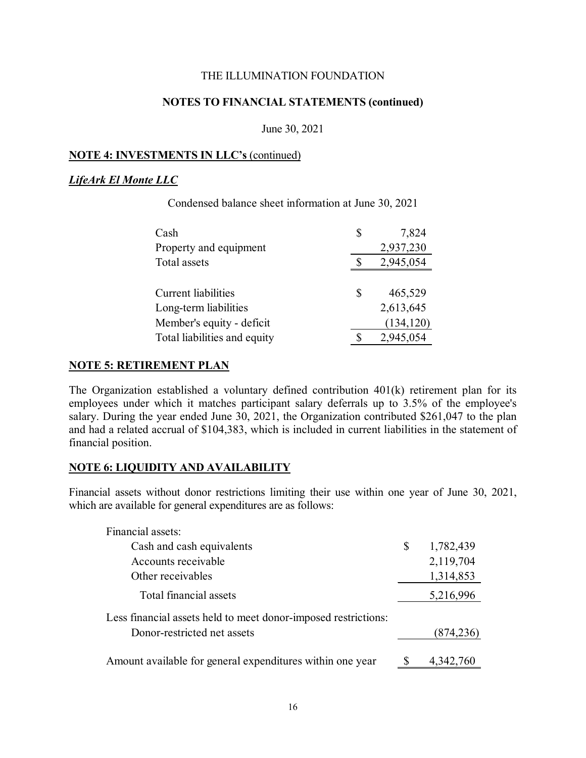THE ILLUMINATION FOUNDATION

**NOTES TO FINANCIAL STATEMENTS (continued)**

June 30, 2021

## **NOTE 4: INVESTMENTS IN LLC's** (continued)

### ***LifeArk El Monte LLC***

Condensed balance sheet information at June 30, 2021

| | | |
|---|---|---|
| Cash | $ | 7,824 |
| Property and equipment | | 2,937,230 |
| Total assets | $ | 2,945,054 |
| | | |
| Current liabilities | $ | 465,529 |
| Long-term liabilities | | 2,613,645 |
| Member's equity - deficit | | (134,120) |
| Total liabilities and equity | $ | 2,945,054 |

## **NOTE 5: RETIREMENT PLAN**

The Organization established a voluntary defined contribution 401(k) retirement plan for its employees under which it matches participant salary deferrals up to 3.5% of the employee's salary. During the year ended June 30, 2021, the Organization contributed $261,047 to the plan and had a related accrual of $104,383, which is included in current liabilities in the statement of financial position.

## **NOTE 6: LIQUIDITY AND AVAILABILITY**

Financial assets without donor restrictions limiting their use within one year of June 30, 2021, which are available for general expenditures are as follows:

| | | |
|---|---|---|
| Financial assets: | | |
| Cash and cash equivalents | $ | 1,782,439 |
| Accounts receivable | | 2,119,704 |
| Other receivables | | 1,314,853 |
| Total financial assets | | 5,216,996 |
| Less financial assets held to meet donor-imposed restrictions: | | |
| Donor-restricted net assets | | (874,236) |
| Amount available for general expenditures within one year | $ | 4,342,760 |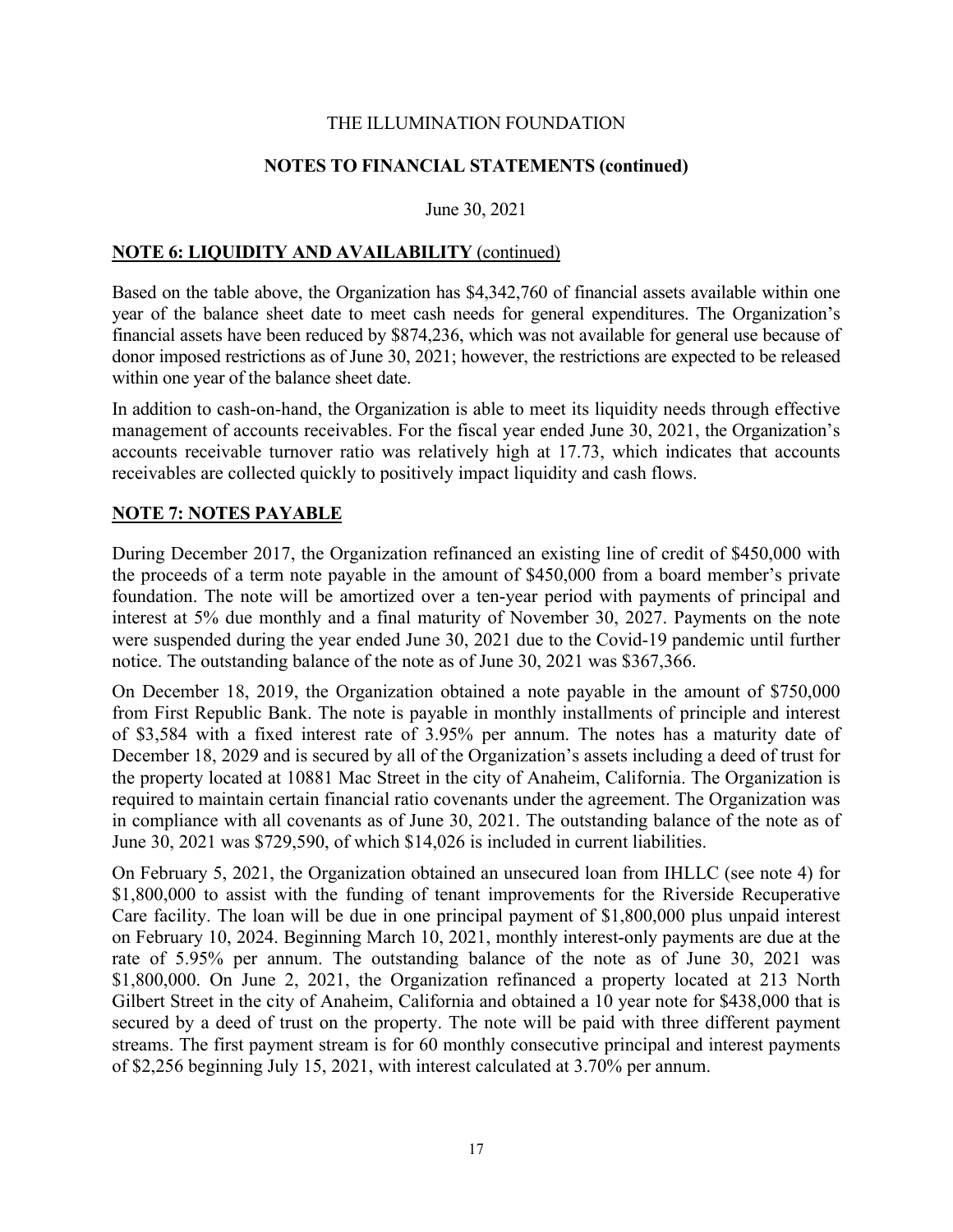THE ILLUMINATION FOUNDATION

**NOTES TO FINANCIAL STATEMENTS (continued)**

June 30, 2021

## NOTE 6: LIQUIDITY AND AVAILABILITY (continued)

Based on the table above, the Organization has $4,342,760 of financial assets available within one year of the balance sheet date to meet cash needs for general expenditures. The Organization's financial assets have been reduced by $874,236, which was not available for general use because of donor imposed restrictions as of June 30, 2021; however, the restrictions are expected to be released within one year of the balance sheet date.

In addition to cash-on-hand, the Organization is able to meet its liquidity needs through effective management of accounts receivables. For the fiscal year ended June 30, 2021, the Organization's accounts receivable turnover ratio was relatively high at 17.73, which indicates that accounts receivables are collected quickly to positively impact liquidity and cash flows.

## NOTE 7: NOTES PAYABLE

During December 2017, the Organization refinanced an existing line of credit of $450,000 with the proceeds of a term note payable in the amount of $450,000 from a board member's private foundation. The note will be amortized over a ten-year period with payments of principal and interest at 5% due monthly and a final maturity of November 30, 2027. Payments on the note were suspended during the year ended June 30, 2021 due to the Covid-19 pandemic until further notice. The outstanding balance of the note as of June 30, 2021 was $367,366.

On December 18, 2019, the Organization obtained a note payable in the amount of $750,000 from First Republic Bank. The note is payable in monthly installments of principle and interest of $3,584 with a fixed interest rate of 3.95% per annum. The notes has a maturity date of December 18, 2029 and is secured by all of the Organization's assets including a deed of trust for the property located at 10881 Mac Street in the city of Anaheim, California. The Organization is required to maintain certain financial ratio covenants under the agreement. The Organization was in compliance with all covenants as of June 30, 2021. The outstanding balance of the note as of June 30, 2021 was $729,590, of which $14,026 is included in current liabilities.

On February 5, 2021, the Organization obtained an unsecured loan from IHLLC (see note 4) for $1,800,000 to assist with the funding of tenant improvements for the Riverside Recuperative Care facility. The loan will be due in one principal payment of $1,800,000 plus unpaid interest on February 10, 2024. Beginning March 10, 2021, monthly interest-only payments are due at the rate of 5.95% per annum. The outstanding balance of the note as of June 30, 2021 was $1,800,000. On June 2, 2021, the Organization refinanced a property located at 213 North Gilbert Street in the city of Anaheim, California and obtained a 10 year note for $438,000 that is secured by a deed of trust on the property. The note will be paid with three different payment streams. The first payment stream is for 60 monthly consecutive principal and interest payments of $2,256 beginning July 15, 2021, with interest calculated at 3.70% per annum.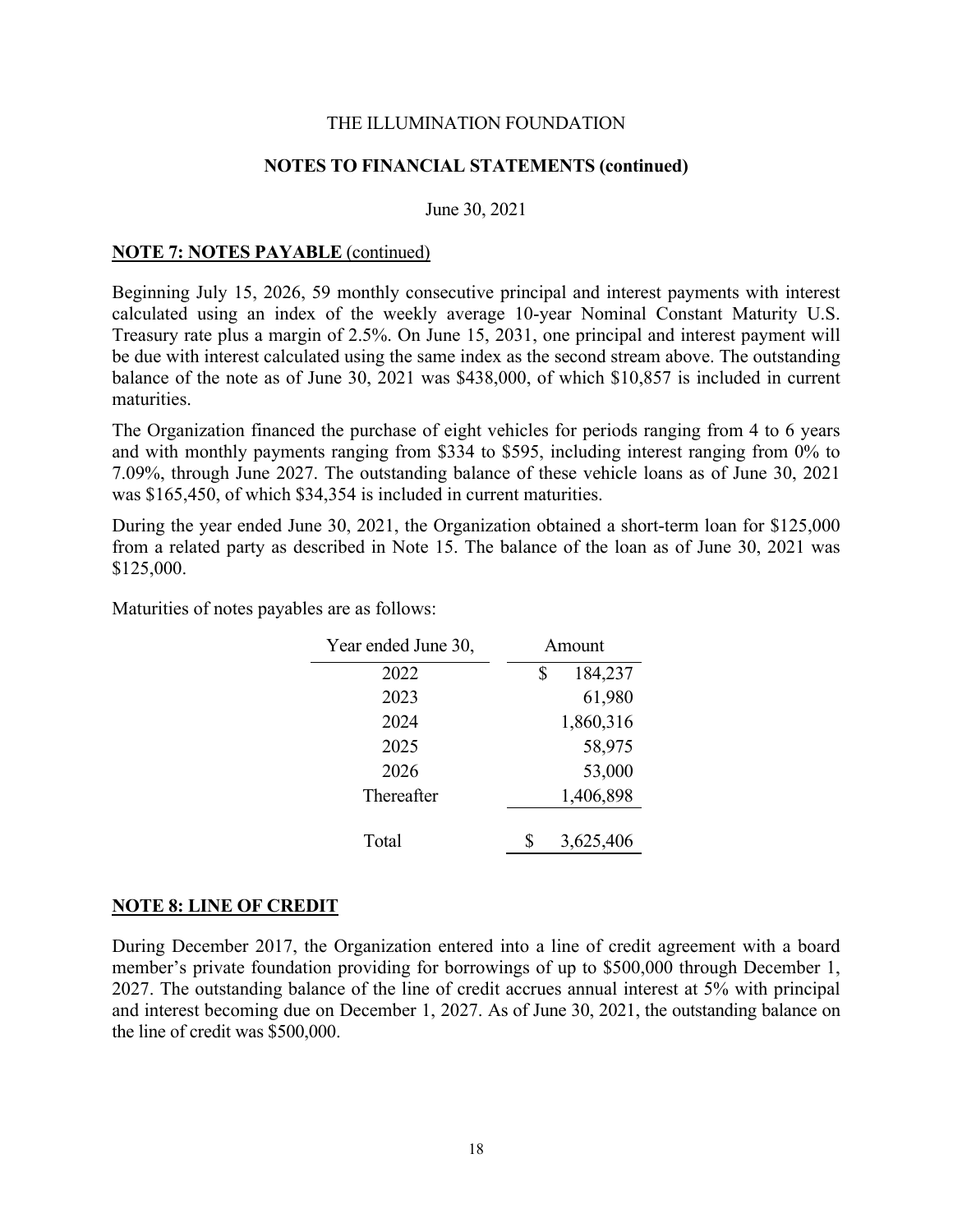THE ILLUMINATION FOUNDATION

**NOTES TO FINANCIAL STATEMENTS (continued)**

June 30, 2021

## NOTE 7: NOTES PAYABLE (continued)

Beginning July 15, 2026, 59 monthly consecutive principal and interest payments with interest calculated using an index of the weekly average 10-year Nominal Constant Maturity U.S. Treasury rate plus a margin of 2.5%. On June 15, 2031, one principal and interest payment will be due with interest calculated using the same index as the second stream above. The outstanding balance of the note as of June 30, 2021 was $438,000, of which $10,857 is included in current maturities.

The Organization financed the purchase of eight vehicles for periods ranging from 4 to 6 years and with monthly payments ranging from $334 to $595, including interest ranging from 0% to 7.09%, through June 2027. The outstanding balance of these vehicle loans as of June 30, 2021 was $165,450, of which $34,354 is included in current maturities.

During the year ended June 30, 2021, the Organization obtained a short-term loan for $125,000 from a related party as described in Note 15. The balance of the loan as of June 30, 2021 was $125,000.

Maturities of notes payables are as follows:

| Year ended June 30, | Amount |
|---|---|
| 2022 | $ 184,237 |
| 2023 | 61,980 |
| 2024 | 1,860,316 |
| 2025 | 58,975 |
| 2026 | 53,000 |
| Thereafter | 1,406,898 |
| Total | $ 3,625,406 |

## NOTE 8: LINE OF CREDIT

During December 2017, the Organization entered into a line of credit agreement with a board member's private foundation providing for borrowings of up to $500,000 through December 1, 2027. The outstanding balance of the line of credit accrues annual interest at 5% with principal and interest becoming due on December 1, 2027. As of June 30, 2021, the outstanding balance on the line of credit was $500,000.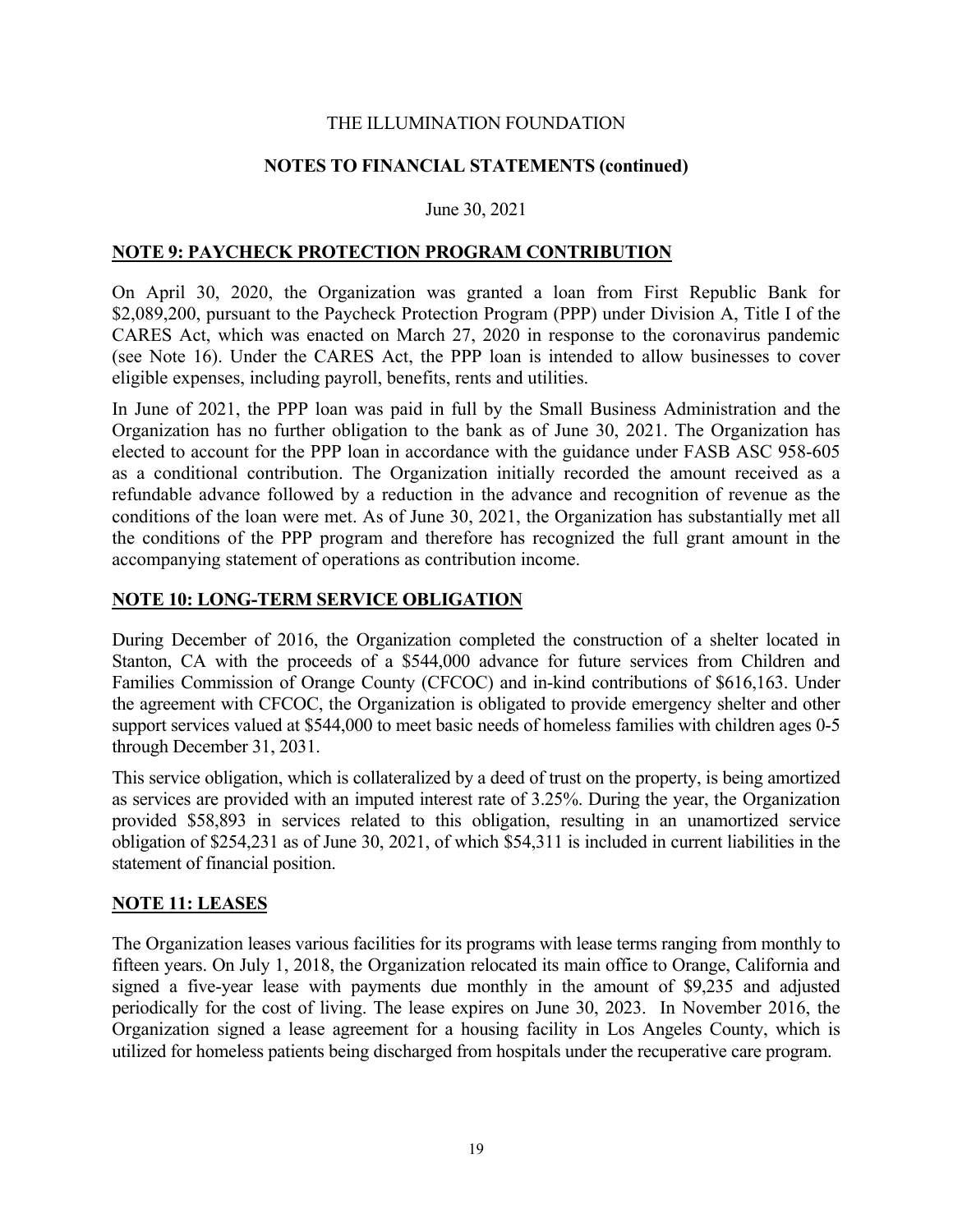THE ILLUMINATION FOUNDATION

**NOTES TO FINANCIAL STATEMENTS (continued)**

June 30, 2021

## NOTE 9: PAYCHECK PROTECTION PROGRAM CONTRIBUTION

On April 30, 2020, the Organization was granted a loan from First Republic Bank for $2,089,200, pursuant to the Paycheck Protection Program (PPP) under Division A, Title I of the CARES Act, which was enacted on March 27, 2020 in response to the coronavirus pandemic (see Note 16). Under the CARES Act, the PPP loan is intended to allow businesses to cover eligible expenses, including payroll, benefits, rents and utilities.

In June of 2021, the PPP loan was paid in full by the Small Business Administration and the Organization has no further obligation to the bank as of June 30, 2021. The Organization has elected to account for the PPP loan in accordance with the guidance under FASB ASC 958-605 as a conditional contribution. The Organization initially recorded the amount received as a refundable advance followed by a reduction in the advance and recognition of revenue as the conditions of the loan were met. As of June 30, 2021, the Organization has substantially met all the conditions of the PPP program and therefore has recognized the full grant amount in the accompanying statement of operations as contribution income.

## NOTE 10: LONG-TERM SERVICE OBLIGATION

During December of 2016, the Organization completed the construction of a shelter located in Stanton, CA with the proceeds of a $544,000 advance for future services from Children and Families Commission of Orange County (CFCOC) and in-kind contributions of $616,163. Under the agreement with CFCOC, the Organization is obligated to provide emergency shelter and other support services valued at $544,000 to meet basic needs of homeless families with children ages 0-5 through December 31, 2031.

This service obligation, which is collateralized by a deed of trust on the property, is being amortized as services are provided with an imputed interest rate of 3.25%. During the year, the Organization provided $58,893 in services related to this obligation, resulting in an unamortized service obligation of $254,231 as of June 30, 2021, of which $54,311 is included in current liabilities in the statement of financial position.

## NOTE 11: LEASES

The Organization leases various facilities for its programs with lease terms ranging from monthly to fifteen years. On July 1, 2018, the Organization relocated its main office to Orange, California and signed a five-year lease with payments due monthly in the amount of $9,235 and adjusted periodically for the cost of living. The lease expires on June 30, 2023. In November 2016, the Organization signed a lease agreement for a housing facility in Los Angeles County, which is utilized for homeless patients being discharged from hospitals under the recuperative care program.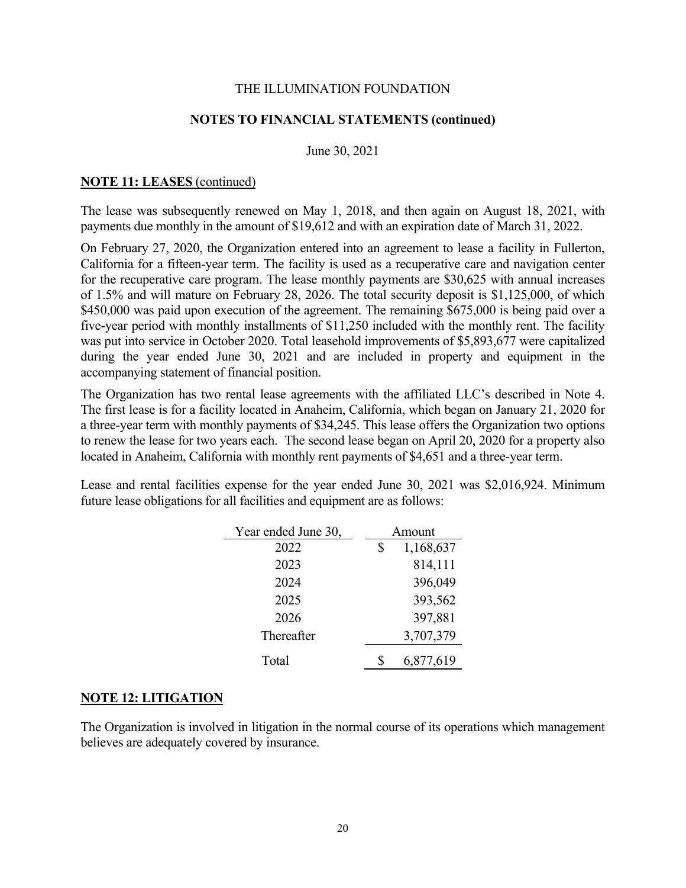THE ILLUMINATION FOUNDATION

**NOTES TO FINANCIAL STATEMENTS (continued)**

June 30, 2021

**NOTE 11: LEASES** (continued)

The lease was subsequently renewed on May 1, 2018, and then again on August 18, 2021, with payments due monthly in the amount of $19,612 and with an expiration date of March 31, 2022.

On February 27, 2020, the Organization entered into an agreement to lease a facility in Fullerton, California for a fifteen-year term. The facility is used as a recuperative care and navigation center for the recuperative care program. The lease monthly payments are $30,625 with annual increases of 1.5% and will mature on February 28, 2026. The total security deposit is $1,125,000, of which $450,000 was paid upon execution of the agreement. The remaining $675,000 is being paid over a five-year period with monthly installments of $11,250 included with the monthly rent. The facility was put into service in October 2020. Total leasehold improvements of $5,893,677 were capitalized during the year ended June 30, 2021 and are included in property and equipment in the accompanying statement of financial position.

The Organization has two rental lease agreements with the affiliated LLC's described in Note 4. The first lease is for a facility located in Anaheim, California, which began on January 21, 2020 for a three-year term with monthly payments of $34,245. This lease offers the Organization two options to renew the lease for two years each. The second lease began on April 20, 2020 for a property also located in Anaheim, California with monthly rent payments of $4,651 and a three-year term.

Lease and rental facilities expense for the year ended June 30, 2021 was $2,016,924. Minimum future lease obligations for all facilities and equipment are as follows:

| Year ended June 30, | Amount |
|---|---|
| 2022 | $ 1,168,637 |
| 2023 | 814,111 |
| 2024 | 396,049 |
| 2025 | 393,562 |
| 2026 | 397,881 |
| Thereafter | 3,707,379 |
| Total | $ 6,877,619 |

**NOTE 12: LITIGATION**

The Organization is involved in litigation in the normal course of its operations which management believes are adequately covered by insurance.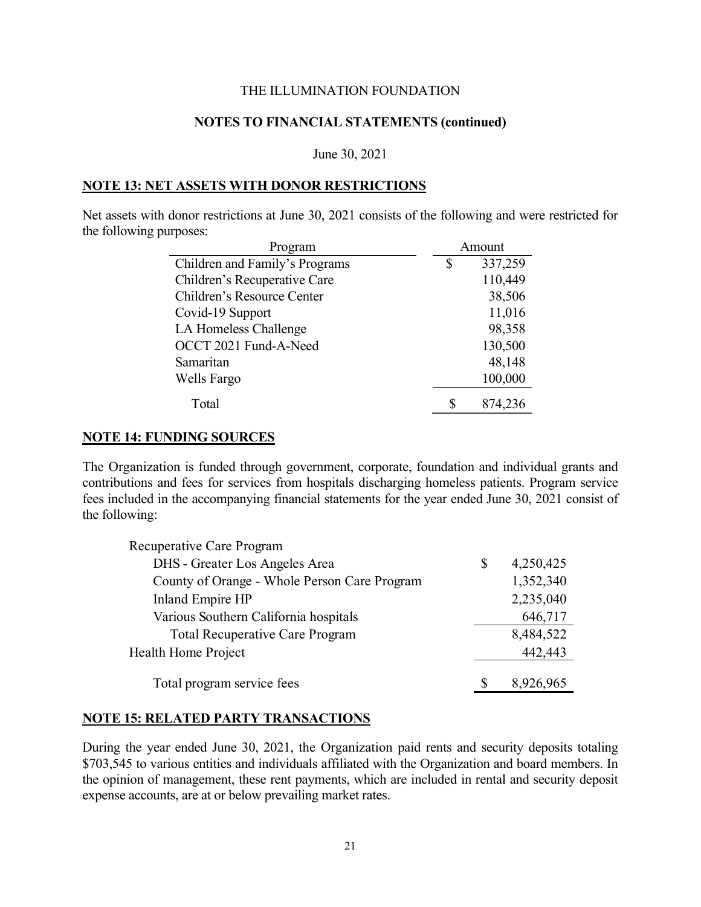THE ILLUMINATION FOUNDATION

**NOTES TO FINANCIAL STATEMENTS (continued)**

June 30, 2021

## NOTE 13: NET ASSETS WITH DONOR RESTRICTIONS

Net assets with donor restrictions at June 30, 2021 consists of the following and were restricted for the following purposes:

| Program | Amount |
|---|---|
| Children and Family's Programs | $ 337,259 |
| Children's Recuperative Care | 110,449 |
| Children's Resource Center | 38,506 |
| Covid-19 Support | 11,016 |
| LA Homeless Challenge | 98,358 |
| OCCT 2021 Fund-A-Need | 130,500 |
| Samaritan | 48,148 |
| Wells Fargo | 100,000 |
| Total | $ 874,236 |

## NOTE 14: FUNDING SOURCES

The Organization is funded through government, corporate, foundation and individual grants and contributions and fees for services from hospitals discharging homeless patients. Program service fees included in the accompanying financial statements for the year ended June 30, 2021 consist of the following:

| | |
|---|---|
| Recuperative Care Program | |
| DHS - Greater Los Angeles Area | $ 4,250,425 |
| County of Orange - Whole Person Care Program | 1,352,340 |
| Inland Empire HP | 2,235,040 |
| Various Southern California hospitals | 646,717 |
| Total Recuperative Care Program | 8,484,522 |
| Health Home Project | 442,443 |
| Total program service fees | $ 8,926,965 |

## NOTE 15: RELATED PARTY TRANSACTIONS

During the year ended June 30, 2021, the Organization paid rents and security deposits totaling $703,545 to various entities and individuals affiliated with the Organization and board members. In the opinion of management, these rent payments, which are included in rental and security deposit expense accounts, are at or below prevailing market rates.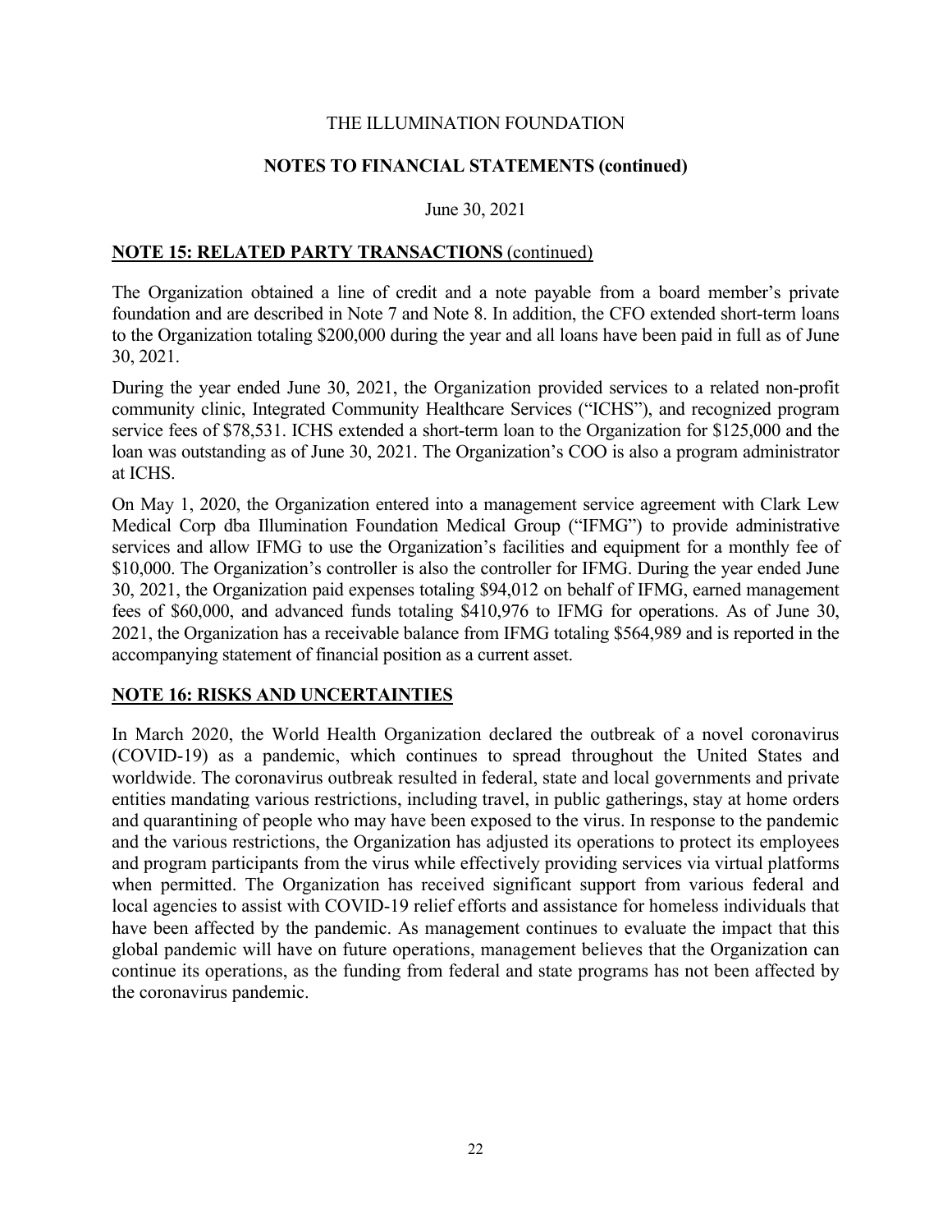THE ILLUMINATION FOUNDATION

**NOTES TO FINANCIAL STATEMENTS (continued)**

June 30, 2021

## NOTE 15: RELATED PARTY TRANSACTIONS (continued)

The Organization obtained a line of credit and a note payable from a board member's private foundation and are described in Note 7 and Note 8. In addition, the CFO extended short-term loans to the Organization totaling $200,000 during the year and all loans have been paid in full as of June 30, 2021.

During the year ended June 30, 2021, the Organization provided services to a related non-profit community clinic, Integrated Community Healthcare Services ("ICHS"), and recognized program service fees of $78,531. ICHS extended a short-term loan to the Organization for $125,000 and the loan was outstanding as of June 30, 2021. The Organization's COO is also a program administrator at ICHS.

On May 1, 2020, the Organization entered into a management service agreement with Clark Lew Medical Corp dba Illumination Foundation Medical Group ("IFMG") to provide administrative services and allow IFMG to use the Organization's facilities and equipment for a monthly fee of $10,000. The Organization's controller is also the controller for IFMG. During the year ended June 30, 2021, the Organization paid expenses totaling $94,012 on behalf of IFMG, earned management fees of $60,000, and advanced funds totaling $410,976 to IFMG for operations. As of June 30, 2021, the Organization has a receivable balance from IFMG totaling $564,989 and is reported in the accompanying statement of financial position as a current asset.

## NOTE 16: RISKS AND UNCERTAINTIES

In March 2020, the World Health Organization declared the outbreak of a novel coronavirus (COVID-19) as a pandemic, which continues to spread throughout the United States and worldwide. The coronavirus outbreak resulted in federal, state and local governments and private entities mandating various restrictions, including travel, in public gatherings, stay at home orders and quarantining of people who may have been exposed to the virus. In response to the pandemic and the various restrictions, the Organization has adjusted its operations to protect its employees and program participants from the virus while effectively providing services via virtual platforms when permitted. The Organization has received significant support from various federal and local agencies to assist with COVID-19 relief efforts and assistance for homeless individuals that have been affected by the pandemic. As management continues to evaluate the impact that this global pandemic will have on future operations, management believes that the Organization can continue its operations, as the funding from federal and state programs has not been affected by the coronavirus pandemic.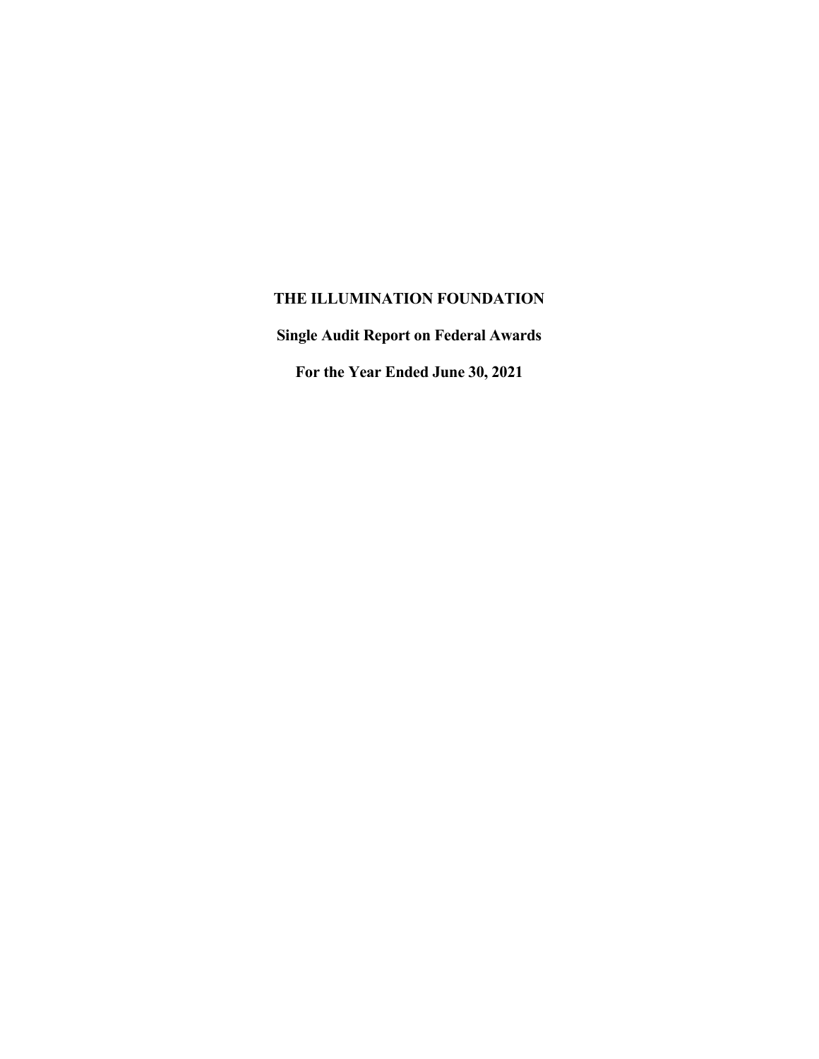# THE ILLUMINATION FOUNDATION

## Single Audit Report on Federal Awards

## For the Year Ended June 30, 2021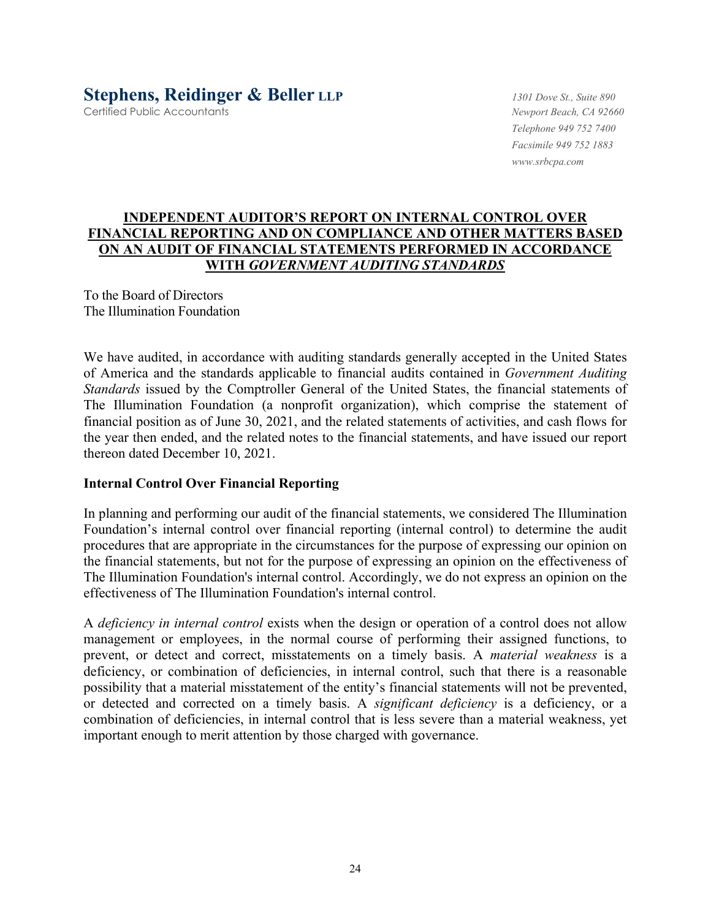**Stephens, Reidinger & Beller LLP**
Certified Public Accountants

*1301 Dove St., Suite 890*
*Newport Beach, CA 92660*
*Telephone 949 752 7400*
*Facsimile 949 752 1883*
*www.srbcpa.com*

# INDEPENDENT AUDITOR'S REPORT ON INTERNAL CONTROL OVER FINANCIAL REPORTING AND ON COMPLIANCE AND OTHER MATTERS BASED ON AN AUDIT OF FINANCIAL STATEMENTS PERFORMED IN ACCORDANCE WITH *GOVERNMENT AUDITING STANDARDS*

To the Board of Directors
The Illumination Foundation

We have audited, in accordance with auditing standards generally accepted in the United States of America and the standards applicable to financial audits contained in *Government Auditing Standards* issued by the Comptroller General of the United States, the financial statements of The Illumination Foundation (a nonprofit organization), which comprise the statement of financial position as of June 30, 2021, and the related statements of activities, and cash flows for the year then ended, and the related notes to the financial statements, and have issued our report thereon dated December 10, 2021.

## Internal Control Over Financial Reporting

In planning and performing our audit of the financial statements, we considered The Illumination Foundation's internal control over financial reporting (internal control) to determine the audit procedures that are appropriate in the circumstances for the purpose of expressing our opinion on the financial statements, but not for the purpose of expressing an opinion on the effectiveness of The Illumination Foundation's internal control. Accordingly, we do not express an opinion on the effectiveness of The Illumination Foundation's internal control.

A *deficiency in internal control* exists when the design or operation of a control does not allow management or employees, in the normal course of performing their assigned functions, to prevent, or detect and correct, misstatements on a timely basis. A *material weakness* is a deficiency, or combination of deficiencies, in internal control, such that there is a reasonable possibility that a material misstatement of the entity's financial statements will not be prevented, or detected and corrected on a timely basis. A *significant deficiency* is a deficiency, or a combination of deficiencies, in internal control that is less severe than a material weakness, yet important enough to merit attention by those charged with governance.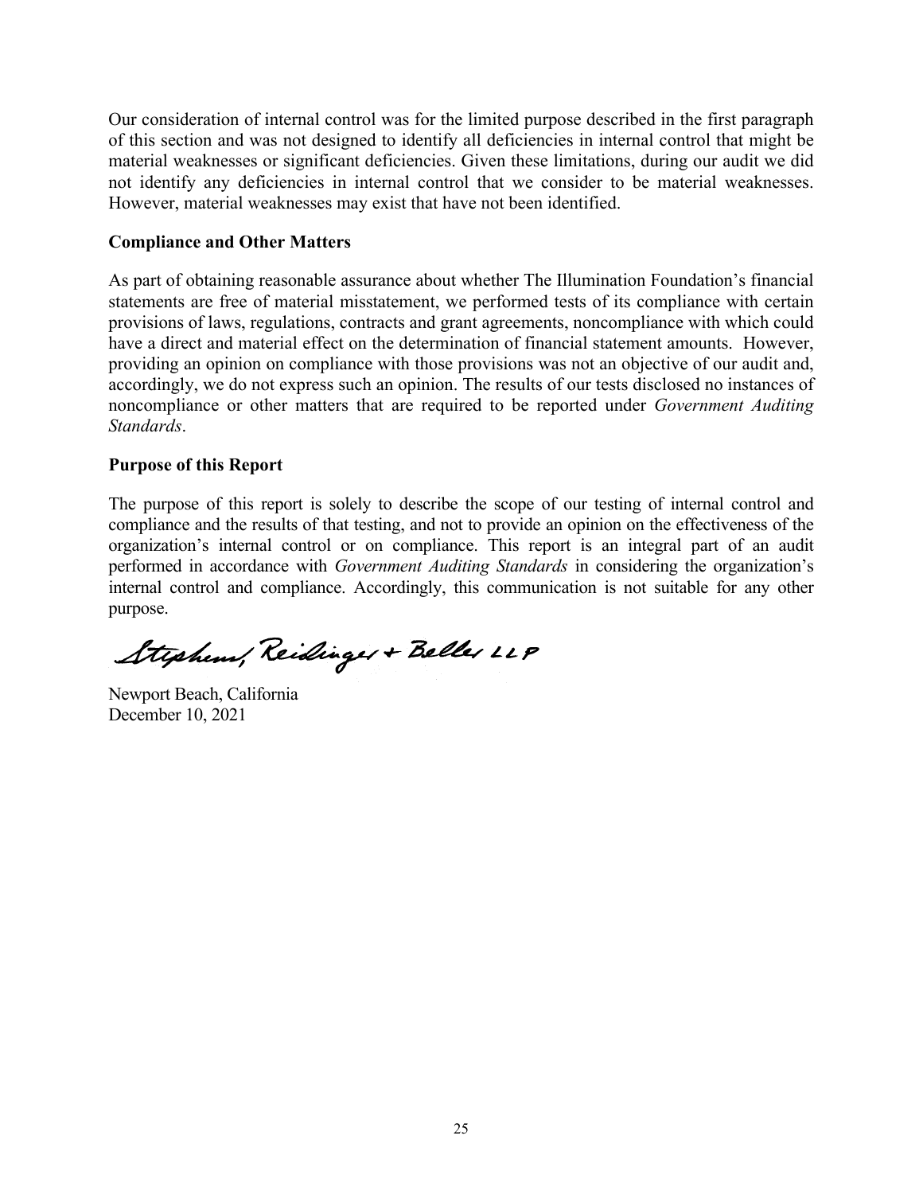Our consideration of internal control was for the limited purpose described in the first paragraph of this section and was not designed to identify all deficiencies in internal control that might be material weaknesses or significant deficiencies. Given these limitations, during our audit we did not identify any deficiencies in internal control that we consider to be material weaknesses. However, material weaknesses may exist that have not been identified.

**Compliance and Other Matters**

As part of obtaining reasonable assurance about whether The Illumination Foundation's financial statements are free of material misstatement, we performed tests of its compliance with certain provisions of laws, regulations, contracts and grant agreements, noncompliance with which could have a direct and material effect on the determination of financial statement amounts. However, providing an opinion on compliance with those provisions was not an objective of our audit and, accordingly, we do not express such an opinion. The results of our tests disclosed no instances of noncompliance or other matters that are required to be reported under *Government Auditing Standards*.

**Purpose of this Report**

The purpose of this report is solely to describe the scope of our testing of internal control and compliance and the results of that testing, and not to provide an opinion on the effectiveness of the organization's internal control or on compliance. This report is an integral part of an audit performed in accordance with *Government Auditing Standards* in considering the organization's internal control and compliance. Accordingly, this communication is not suitable for any other purpose.

Stephens, Reidinger + Beller LLP

Newport Beach, California
December 10, 2021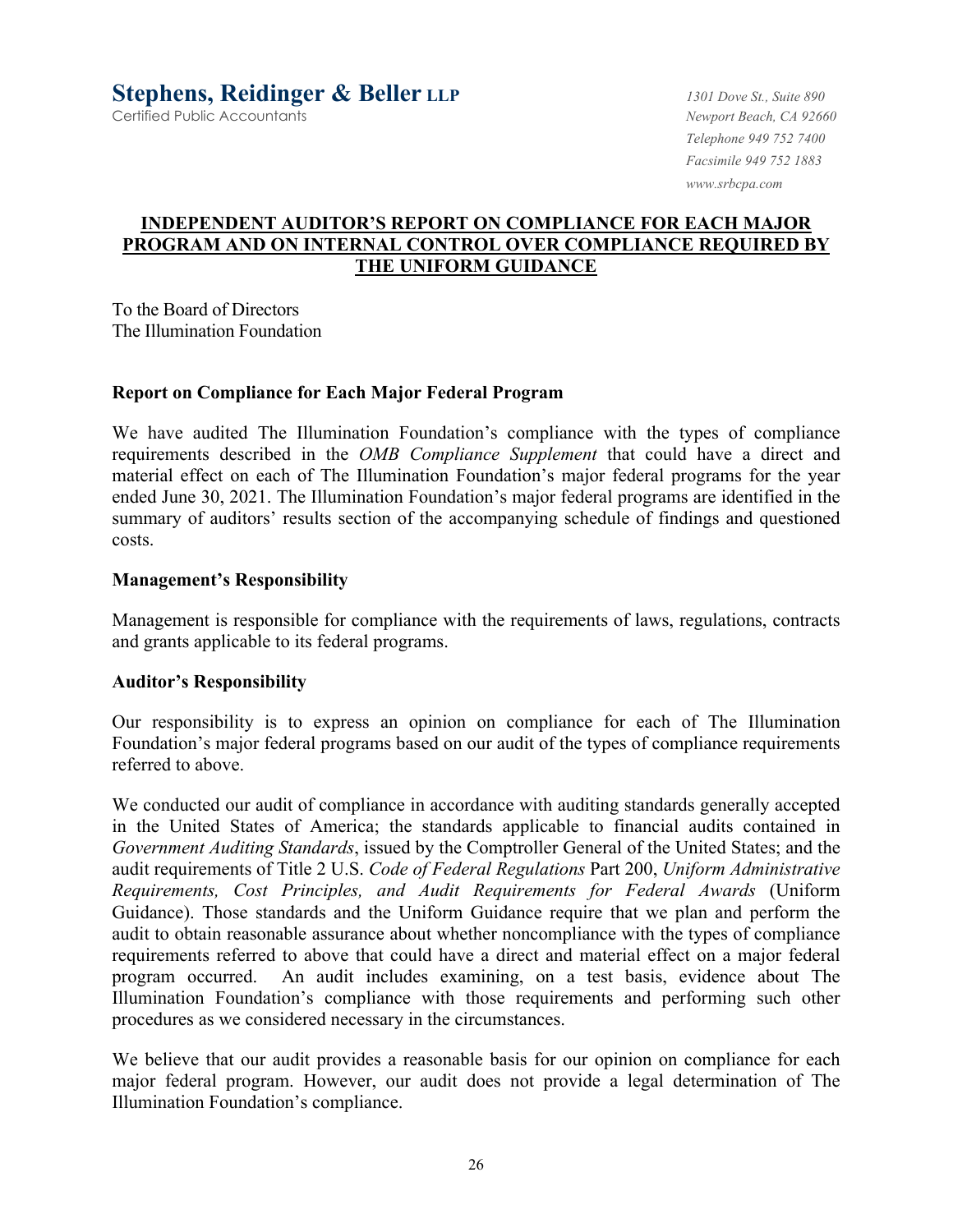**Stephens, Reidinger & Beller LLP**
Certified Public Accountants

*1301 Dove St., Suite 890*
*Newport Beach, CA 92660*
*Telephone 949 752 7400*
*Facsimile 949 752 1883*
*www.srbcpa.com*

## INDEPENDENT AUDITOR'S REPORT ON COMPLIANCE FOR EACH MAJOR PROGRAM AND ON INTERNAL CONTROL OVER COMPLIANCE REQUIRED BY THE UNIFORM GUIDANCE

To the Board of Directors
The Illumination Foundation

### Report on Compliance for Each Major Federal Program

We have audited The Illumination Foundation's compliance with the types of compliance requirements described in the *OMB Compliance Supplement* that could have a direct and material effect on each of The Illumination Foundation's major federal programs for the year ended June 30, 2021. The Illumination Foundation's major federal programs are identified in the summary of auditors' results section of the accompanying schedule of findings and questioned costs.

### Management's Responsibility

Management is responsible for compliance with the requirements of laws, regulations, contracts and grants applicable to its federal programs.

### Auditor's Responsibility

Our responsibility is to express an opinion on compliance for each of The Illumination Foundation's major federal programs based on our audit of the types of compliance requirements referred to above.

We conducted our audit of compliance in accordance with auditing standards generally accepted in the United States of America; the standards applicable to financial audits contained in *Government Auditing Standards*, issued by the Comptroller General of the United States; and the audit requirements of Title 2 U.S. *Code of Federal Regulations* Part 200, *Uniform Administrative Requirements, Cost Principles, and Audit Requirements for Federal Awards* (Uniform Guidance). Those standards and the Uniform Guidance require that we plan and perform the audit to obtain reasonable assurance about whether noncompliance with the types of compliance requirements referred to above that could have a direct and material effect on a major federal program occurred. An audit includes examining, on a test basis, evidence about The Illumination Foundation's compliance with those requirements and performing such other procedures as we considered necessary in the circumstances.

We believe that our audit provides a reasonable basis for our opinion on compliance for each major federal program. However, our audit does not provide a legal determination of The Illumination Foundation's compliance.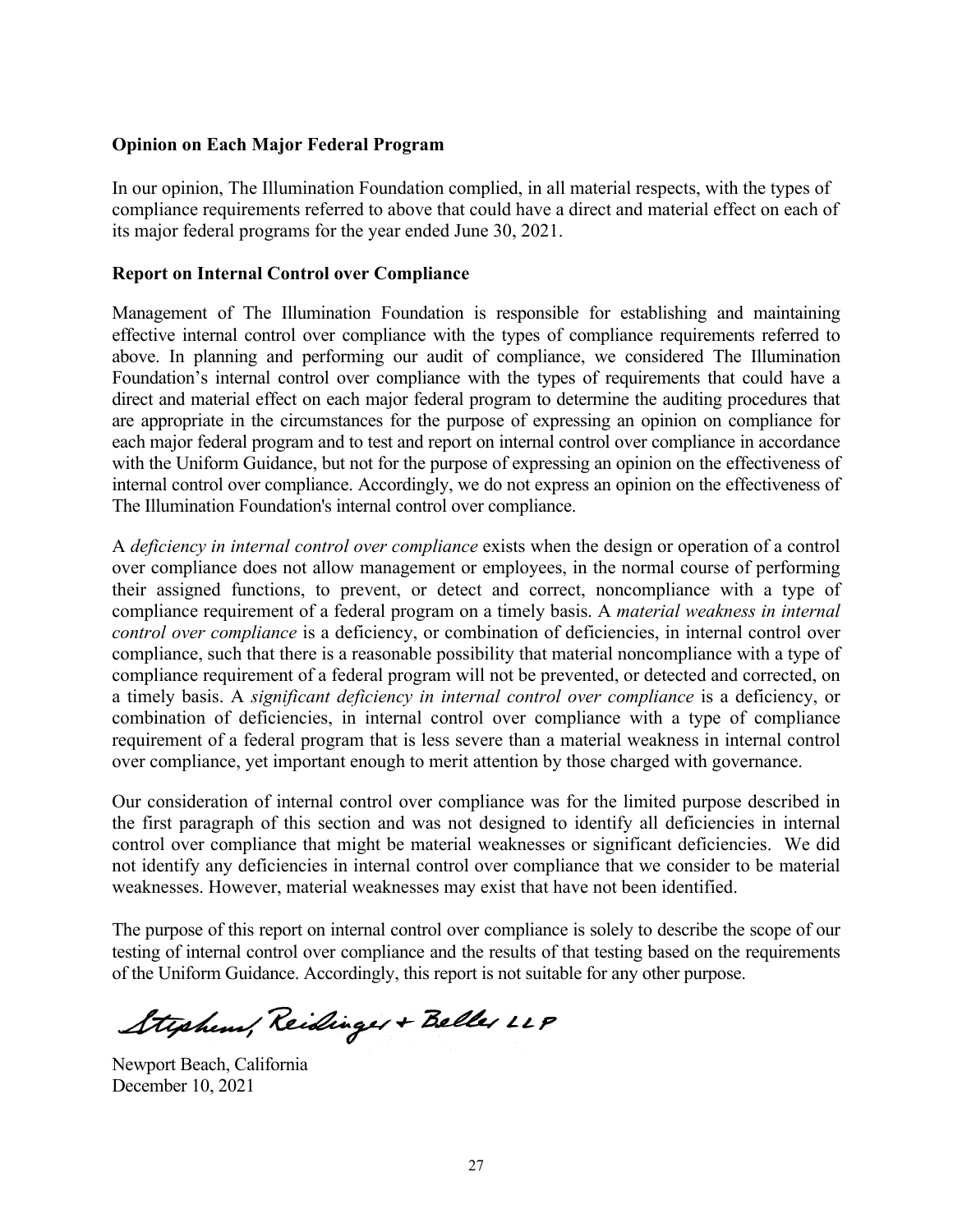**Opinion on Each Major Federal Program**

In our opinion, The Illumination Foundation complied, in all material respects, with the types of compliance requirements referred to above that could have a direct and material effect on each of its major federal programs for the year ended June 30, 2021.

**Report on Internal Control over Compliance**

Management of The Illumination Foundation is responsible for establishing and maintaining effective internal control over compliance with the types of compliance requirements referred to above. In planning and performing our audit of compliance, we considered The Illumination Foundation's internal control over compliance with the types of requirements that could have a direct and material effect on each major federal program to determine the auditing procedures that are appropriate in the circumstances for the purpose of expressing an opinion on compliance for each major federal program and to test and report on internal control over compliance in accordance with the Uniform Guidance, but not for the purpose of expressing an opinion on the effectiveness of internal control over compliance. Accordingly, we do not express an opinion on the effectiveness of The Illumination Foundation's internal control over compliance.

A *deficiency in internal control over compliance* exists when the design or operation of a control over compliance does not allow management or employees, in the normal course of performing their assigned functions, to prevent, or detect and correct, noncompliance with a type of compliance requirement of a federal program on a timely basis. A *material weakness in internal control over compliance* is a deficiency, or combination of deficiencies, in internal control over compliance, such that there is a reasonable possibility that material noncompliance with a type of compliance requirement of a federal program will not be prevented, or detected and corrected, on a timely basis. A *significant deficiency in internal control over compliance* is a deficiency, or combination of deficiencies, in internal control over compliance with a type of compliance requirement of a federal program that is less severe than a material weakness in internal control over compliance, yet important enough to merit attention by those charged with governance.

Our consideration of internal control over compliance was for the limited purpose described in the first paragraph of this section and was not designed to identify all deficiencies in internal control over compliance that might be material weaknesses or significant deficiencies. We did not identify any deficiencies in internal control over compliance that we consider to be material weaknesses. However, material weaknesses may exist that have not been identified.

The purpose of this report on internal control over compliance is solely to describe the scope of our testing of internal control over compliance and the results of that testing based on the requirements of the Uniform Guidance. Accordingly, this report is not suitable for any other purpose.

Stephens, Reidinger + Beller LLP

Newport Beach, California
December 10, 2021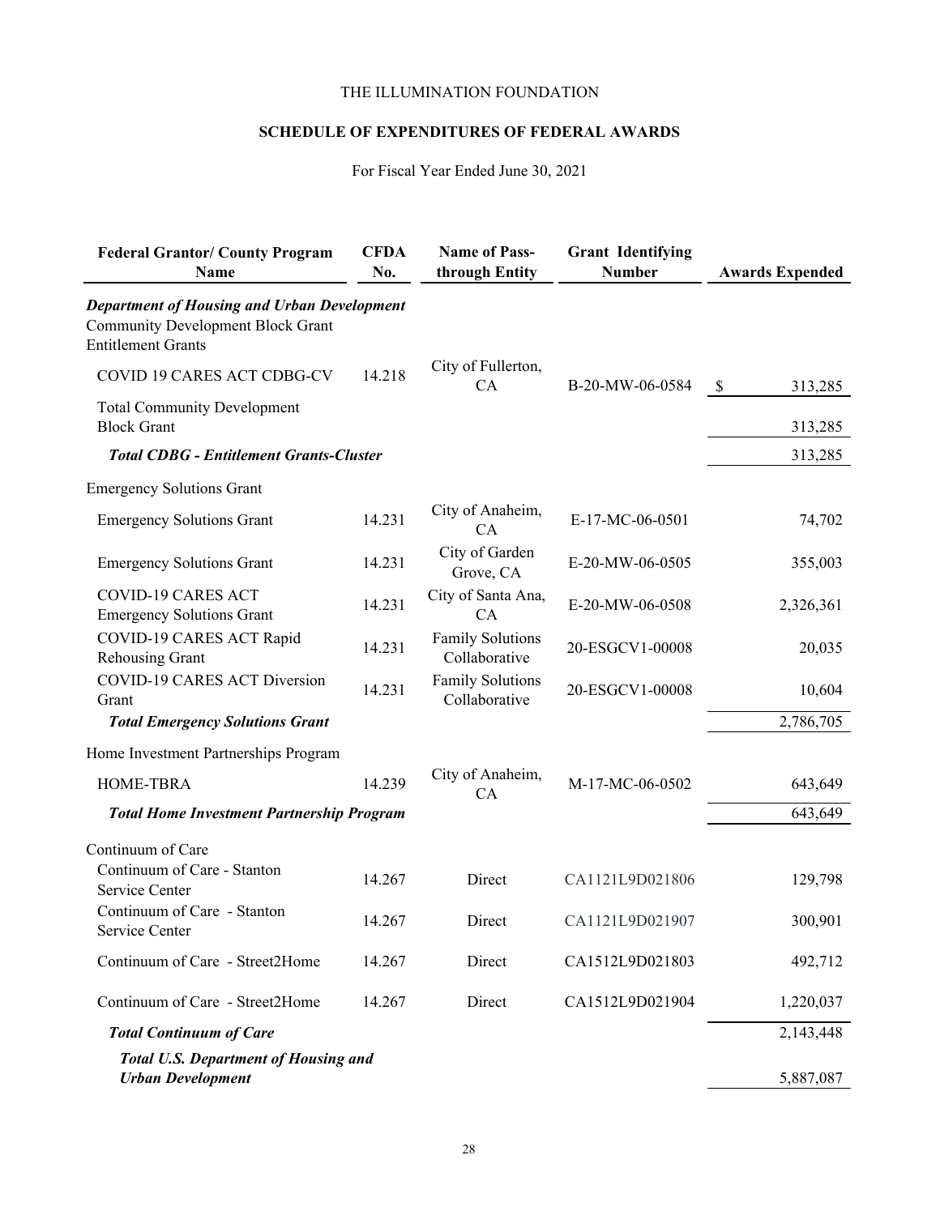THE ILLUMINATION FOUNDATION

**SCHEDULE OF EXPENDITURES OF FEDERAL AWARDS**

For Fiscal Year Ended June 30, 2021

| Federal Grantor/ County Program Name | CFDA No. | Name of Pass-through Entity | Grant Identifying Number | Awards Expended |
|---|---|---|---|---|
| ***Department of Housing and Urban Development*** | | | | |
| Community Development Block Grant Entitlement Grants | | | | |
| COVID 19 CARES ACT CDBG-CV | 14.218 | City of Fullerton, CA | B-20-MW-06-0584 | $ 313,285 |
| Total Community Development Block Grant | | | | 313,285 |
| ***Total CDBG - Entitlement Grants-Cluster*** | | | | 313,285 |
| Emergency Solutions Grant | | | | |
| Emergency Solutions Grant | 14.231 | City of Anaheim, CA | E-17-MC-06-0501 | 74,702 |
| Emergency Solutions Grant | 14.231 | City of Garden Grove, CA | E-20-MW-06-0505 | 355,003 |
| COVID-19 CARES ACT Emergency Solutions Grant | 14.231 | City of Santa Ana, CA | E-20-MW-06-0508 | 2,326,361 |
| COVID-19 CARES ACT Rapid Rehousing Grant | 14.231 | Family Solutions Collaborative | 20-ESGCV1-00008 | 20,035 |
| COVID-19 CARES ACT Diversion Grant | 14.231 | Family Solutions Collaborative | 20-ESGCV1-00008 | 10,604 |
| ***Total Emergency Solutions Grant*** | | | | 2,786,705 |
| Home Investment Partnerships Program | | | | |
| HOME-TBRA | 14.239 | City of Anaheim, CA | M-17-MC-06-0502 | 643,649 |
| ***Total Home Investment Partnership Program*** | | | | 643,649 |
| Continuum of Care | | | | |
| Continuum of Care - Stanton Service Center | 14.267 | Direct | CA1121L9D021806 | 129,798 |
| Continuum of Care - Stanton Service Center | 14.267 | Direct | CA1121L9D021907 | 300,901 |
| Continuum of Care - Street2Home | 14.267 | Direct | CA1512L9D021803 | 492,712 |
| Continuum of Care - Street2Home | 14.267 | Direct | CA1512L9D021904 | 1,220,037 |
| ***Total Continuum of Care*** | | | | 2,143,448 |
| ***Total U.S. Department of Housing and Urban Development*** | | | | 5,887,087 |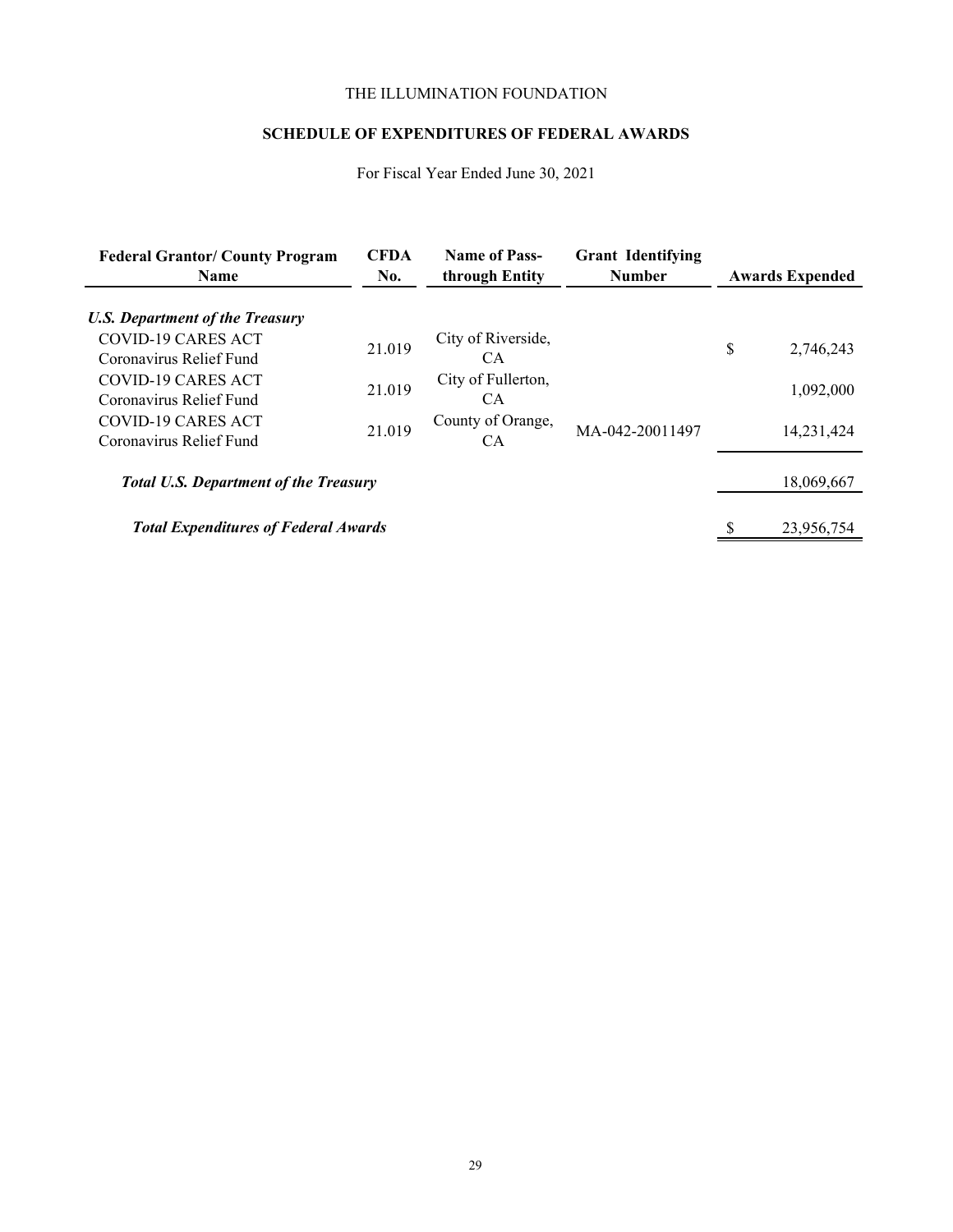THE ILLUMINATION FOUNDATION

**SCHEDULE OF EXPENDITURES OF FEDERAL AWARDS**

For Fiscal Year Ended June 30, 2021

| Federal Grantor/ County Program Name | CFDA No. | Name of Pass-through Entity | Grant Identifying Number | Awards Expended |
|---|---|---|---|---|
| ***U.S. Department of the Treasury*** | | | | |
| COVID-19 CARES ACT Coronavirus Relief Fund | 21.019 | City of Riverside, CA | | $ 2,746,243 |
| COVID-19 CARES ACT Coronavirus Relief Fund | 21.019 | City of Fullerton, CA | | 1,092,000 |
| COVID-19 CARES ACT Coronavirus Relief Fund | 21.019 | County of Orange, CA | MA-042-20011497 | 14,231,424 |
| ***Total U.S. Department of the Treasury*** | | | | 18,069,667 |
| ***Total Expenditures of Federal Awards*** | | | | $ 23,956,754 |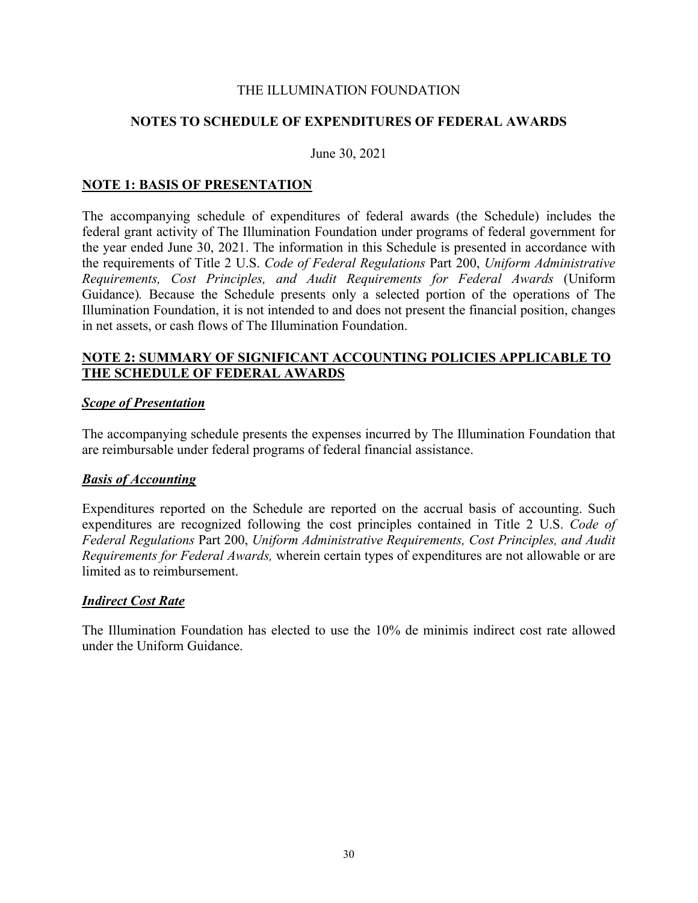THE ILLUMINATION FOUNDATION

## NOTES TO SCHEDULE OF EXPENDITURES OF FEDERAL AWARDS

June 30, 2021

### NOTE 1: BASIS OF PRESENTATION

The accompanying schedule of expenditures of federal awards (the Schedule) includes the federal grant activity of The Illumination Foundation under programs of federal government for the year ended June 30, 2021. The information in this Schedule is presented in accordance with the requirements of Title 2 U.S. *Code of Federal Regulations* Part 200, *Uniform Administrative Requirements, Cost Principles, and Audit Requirements for Federal Awards* (Uniform Guidance). Because the Schedule presents only a selected portion of the operations of The Illumination Foundation, it is not intended to and does not present the financial position, changes in net assets, or cash flows of The Illumination Foundation.

### NOTE 2: SUMMARY OF SIGNIFICANT ACCOUNTING POLICIES APPLICABLE TO THE SCHEDULE OF FEDERAL AWARDS

***Scope of Presentation***

The accompanying schedule presents the expenses incurred by The Illumination Foundation that are reimbursable under federal programs of federal financial assistance.

***Basis of Accounting***

Expenditures reported on the Schedule are reported on the accrual basis of accounting. Such expenditures are recognized following the cost principles contained in Title 2 U.S. *Code of Federal Regulations* Part 200, *Uniform Administrative Requirements, Cost Principles, and Audit Requirements for Federal Awards,* wherein certain types of expenditures are not allowable or are limited as to reimbursement.

***Indirect Cost Rate***

The Illumination Foundation has elected to use the 10% de minimis indirect cost rate allowed under the Uniform Guidance.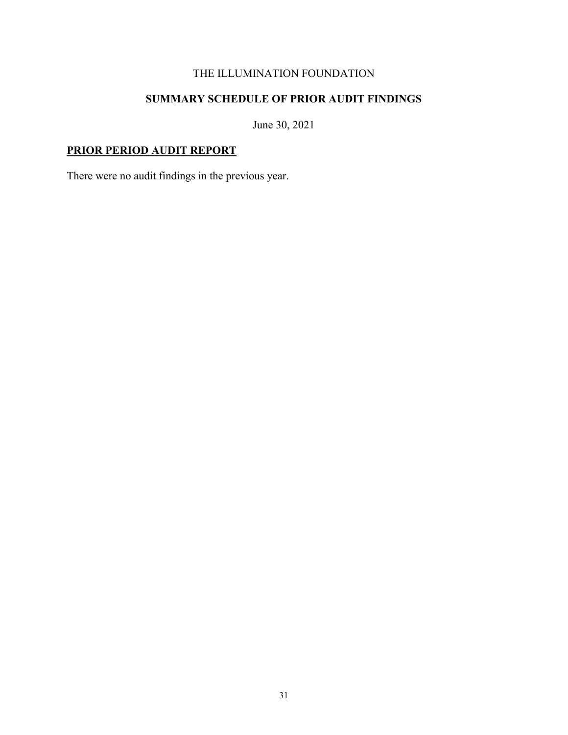THE ILLUMINATION FOUNDATION

# SUMMARY SCHEDULE OF PRIOR AUDIT FINDINGS

June 30, 2021

## PRIOR PERIOD AUDIT REPORT

There were no audit findings in the previous year.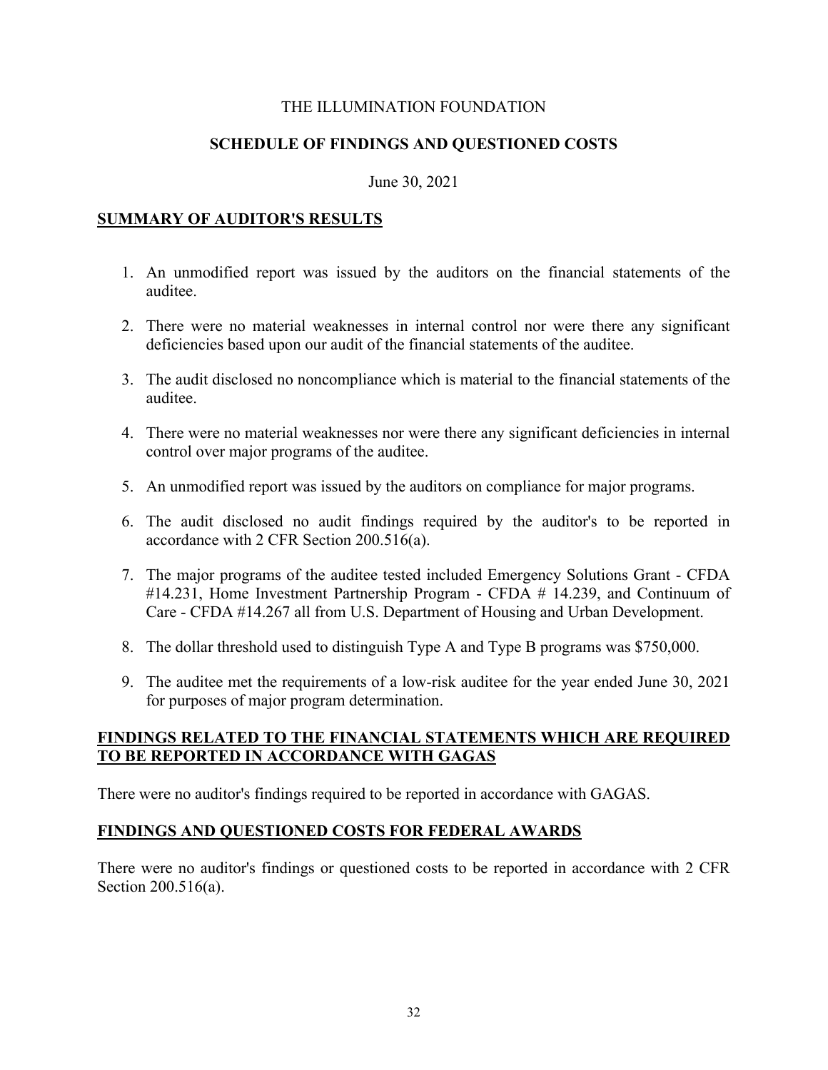THE ILLUMINATION FOUNDATION

## SCHEDULE OF FINDINGS AND QUESTIONED COSTS

June 30, 2021

## SUMMARY OF AUDITOR'S RESULTS

1. An unmodified report was issued by the auditors on the financial statements of the auditee.
2. There were no material weaknesses in internal control nor were there any significant deficiencies based upon our audit of the financial statements of the auditee.
3. The audit disclosed no noncompliance which is material to the financial statements of the auditee.
4. There were no material weaknesses nor were there any significant deficiencies in internal control over major programs of the auditee.
5. An unmodified report was issued by the auditors on compliance for major programs.
6. The audit disclosed no audit findings required by the auditor's to be reported in accordance with 2 CFR Section 200.516(a).
7. The major programs of the auditee tested included Emergency Solutions Grant - CFDA #14.231, Home Investment Partnership Program - CFDA # 14.239, and Continuum of Care - CFDA #14.267 all from U.S. Department of Housing and Urban Development.
8. The dollar threshold used to distinguish Type A and Type B programs was $750,000.
9. The auditee met the requirements of a low-risk auditee for the year ended June 30, 2021 for purposes of major program determination.

## FINDINGS RELATED TO THE FINANCIAL STATEMENTS WHICH ARE REQUIRED TO BE REPORTED IN ACCORDANCE WITH GAGAS

There were no auditor's findings required to be reported in accordance with GAGAS.

## FINDINGS AND QUESTIONED COSTS FOR FEDERAL AWARDS

There were no auditor's findings or questioned costs to be reported in accordance with 2 CFR Section 200.516(a).